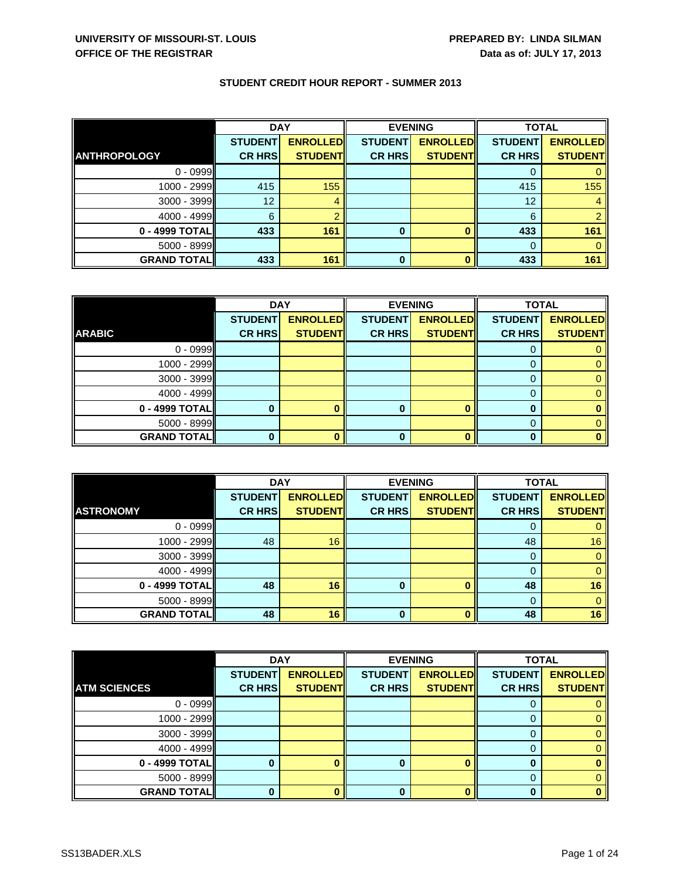**UNIVERSITY OF MISSOURI-ST. LOUIS**
**OFFICE OF THE REGISTRAR**

**PREPARED BY: LINDA SILMAN**
**Data as of: JULY 17, 2013**

## STUDENT CREDIT HOUR REPORT - SUMMER 2013

| | DAY | | EVENING | | TOTAL | |
|---|---|---|---|---|---|---|
| **ANTHROPOLOGY** | **STUDENT CR HRS** | **ENROLLED STUDENT** | **STUDENT CR HRS** | **ENROLLED STUDENT** | **STUDENT CR HRS** | **ENROLLED STUDENT** |
| 0 - 0999 | | | | | 0 | 0 |
| 1000 - 2999 | 415 | 155 | | | 415 | 155 |
| 3000 - 3999 | 12 | 4 | | | 12 | 4 |
| 4000 - 4999 | 6 | 2 | | | 6 | 2 |
| **0 - 4999 TOTAL** | **433** | **161** | **0** | **0** | **433** | **161** |
| 5000 - 8999 | | | | | 0 | 0 |
| **GRAND TOTAL** | **433** | **161** | **0** | **0** | **433** | **161** |

| | DAY | | EVENING | | TOTAL | |
|---|---|---|---|---|---|---|
| **ARABIC** | **STUDENT CR HRS** | **ENROLLED STUDENT** | **STUDENT CR HRS** | **ENROLLED STUDENT** | **STUDENT CR HRS** | **ENROLLED STUDENT** |
| 0 - 0999 | | | | | 0 | 0 |
| 1000 - 2999 | | | | | 0 | 0 |
| 3000 - 3999 | | | | | 0 | 0 |
| 4000 - 4999 | | | | | 0 | 0 |
| **0 - 4999 TOTAL** | **0** | **0** | **0** | **0** | **0** | **0** |
| 5000 - 8999 | | | | | 0 | 0 |
| **GRAND TOTAL** | **0** | **0** | **0** | **0** | **0** | **0** |

| | DAY | | EVENING | | TOTAL | |
|---|---|---|---|---|---|---|
| **ASTRONOMY** | **STUDENT CR HRS** | **ENROLLED STUDENT** | **STUDENT CR HRS** | **ENROLLED STUDENT** | **STUDENT CR HRS** | **ENROLLED STUDENT** |
| 0 - 0999 | | | | | 0 | 0 |
| 1000 - 2999 | 48 | 16 | | | 48 | 16 |
| 3000 - 3999 | | | | | 0 | 0 |
| 4000 - 4999 | | | | | 0 | 0 |
| **0 - 4999 TOTAL** | **48** | **16** | **0** | **0** | **48** | **16** |
| 5000 - 8999 | | | | | 0 | 0 |
| **GRAND TOTAL** | **48** | **16** | **0** | **0** | **48** | **16** |

| | DAY | | EVENING | | TOTAL | |
|---|---|---|---|---|---|---|
| **ATM SCIENCES** | **STUDENT CR HRS** | **ENROLLED STUDENT** | **STUDENT CR HRS** | **ENROLLED STUDENT** | **STUDENT CR HRS** | **ENROLLED STUDENT** |
| 0 - 0999 | | | | | 0 | 0 |
| 1000 - 2999 | | | | | 0 | 0 |
| 3000 - 3999 | | | | | 0 | 0 |
| 4000 - 4999 | | | | | 0 | 0 |
| **0 - 4999 TOTAL** | **0** | **0** | **0** | **0** | **0** | **0** |
| 5000 - 8999 | | | | | 0 | 0 |
| **GRAND TOTAL** | **0** | **0** | **0** | **0** | **0** | **0** |

SS13BADER.XLS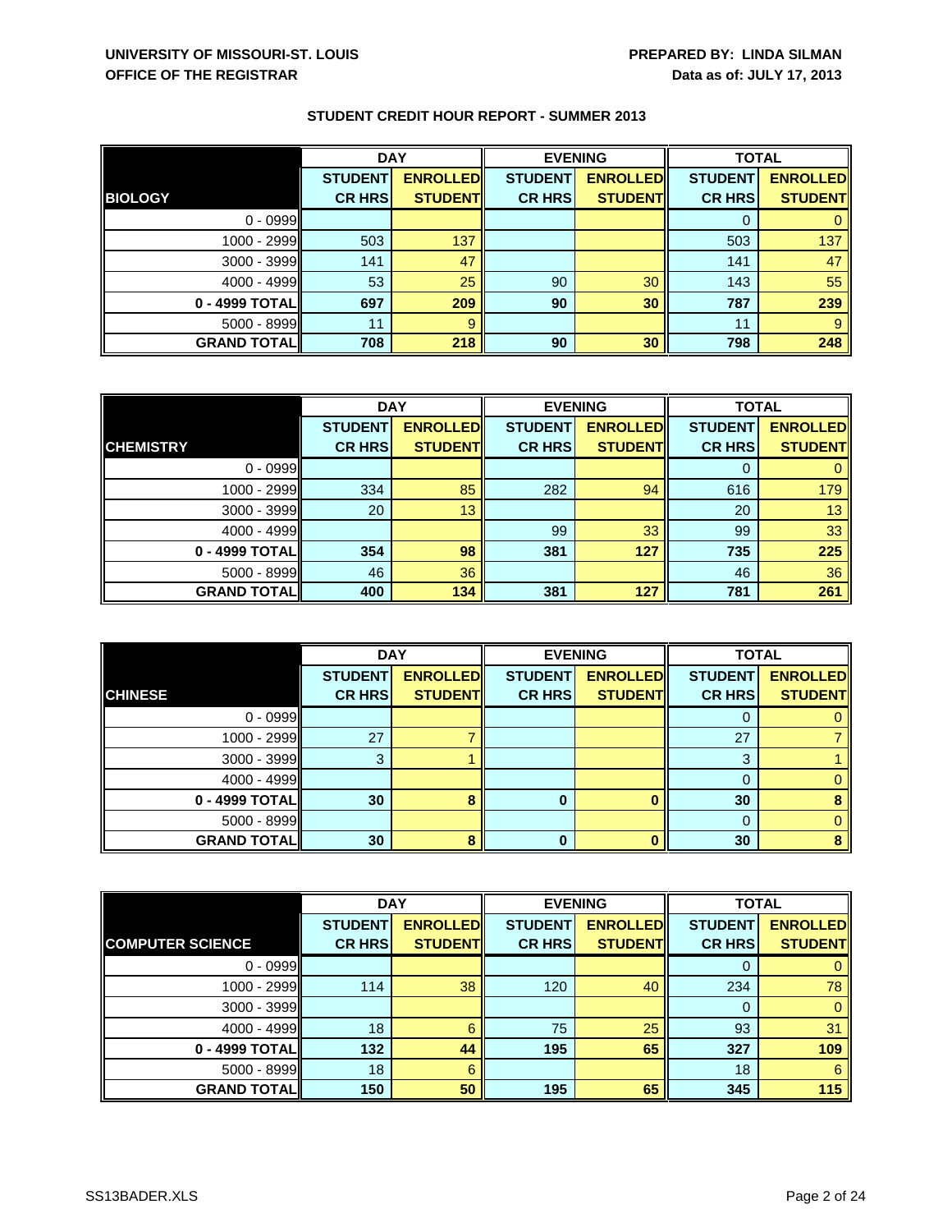**UNIVERSITY OF MISSOURI-ST. LOUIS**
**OFFICE OF THE REGISTRAR**

**PREPARED BY: LINDA SILMAN**
**Data as of: JULY 17, 2013**

## STUDENT CREDIT HOUR REPORT - SUMMER 2013

| | DAY | | EVENING | | TOTAL | |
|---|---|---|---|---|---|---|
| **BIOLOGY** | **STUDENT CR HRS** | **ENROLLED STUDENT** | **STUDENT CR HRS** | **ENROLLED STUDENT** | **STUDENT CR HRS** | **ENROLLED STUDENT** |
| 0 - 0999 | | | | | 0 | 0 |
| 1000 - 2999 | 503 | 137 | | | 503 | 137 |
| 3000 - 3999 | 141 | 47 | | | 141 | 47 |
| 4000 - 4999 | 53 | 25 | 90 | 30 | 143 | 55 |
| **0 - 4999 TOTAL** | **697** | **209** | **90** | **30** | **787** | **239** |
| 5000 - 8999 | 11 | 9 | | | 11 | 9 |
| **GRAND TOTAL** | **708** | **218** | **90** | **30** | **798** | **248** |

| | DAY | | EVENING | | TOTAL | |
|---|---|---|---|---|---|---|
| **CHEMISTRY** | **STUDENT CR HRS** | **ENROLLED STUDENT** | **STUDENT CR HRS** | **ENROLLED STUDENT** | **STUDENT CR HRS** | **ENROLLED STUDENT** |
| 0 - 0999 | | | | | 0 | 0 |
| 1000 - 2999 | 334 | 85 | 282 | 94 | 616 | 179 |
| 3000 - 3999 | 20 | 13 | | | 20 | 13 |
| 4000 - 4999 | | | 99 | 33 | 99 | 33 |
| **0 - 4999 TOTAL** | **354** | **98** | **381** | **127** | **735** | **225** |
| 5000 - 8999 | 46 | 36 | | | 46 | 36 |
| **GRAND TOTAL** | **400** | **134** | **381** | **127** | **781** | **261** |

| | DAY | | EVENING | | TOTAL | |
|---|---|---|---|---|---|---|
| **CHINESE** | **STUDENT CR HRS** | **ENROLLED STUDENT** | **STUDENT CR HRS** | **ENROLLED STUDENT** | **STUDENT CR HRS** | **ENROLLED STUDENT** |
| 0 - 0999 | | | | | 0 | 0 |
| 1000 - 2999 | 27 | 7 | | | 27 | 7 |
| 3000 - 3999 | 3 | 1 | | | 3 | 1 |
| 4000 - 4999 | | | | | 0 | 0 |
| **0 - 4999 TOTAL** | **30** | **8** | **0** | **0** | **30** | **8** |
| 5000 - 8999 | | | | | 0 | 0 |
| **GRAND TOTAL** | **30** | **8** | **0** | **0** | **30** | **8** |

| | DAY | | EVENING | | TOTAL | |
|---|---|---|---|---|---|---|
| **COMPUTER SCIENCE** | **STUDENT CR HRS** | **ENROLLED STUDENT** | **STUDENT CR HRS** | **ENROLLED STUDENT** | **STUDENT CR HRS** | **ENROLLED STUDENT** |
| 0 - 0999 | | | | | 0 | 0 |
| 1000 - 2999 | 114 | 38 | 120 | 40 | 234 | 78 |
| 3000 - 3999 | | | | | 0 | 0 |
| 4000 - 4999 | 18 | 6 | 75 | 25 | 93 | 31 |
| **0 - 4999 TOTAL** | **132** | **44** | **195** | **65** | **327** | **109** |
| 5000 - 8999 | 18 | 6 | | | 18 | 6 |
| **GRAND TOTAL** | **150** | **50** | **195** | **65** | **345** | **115** |

SS13BADER.XLS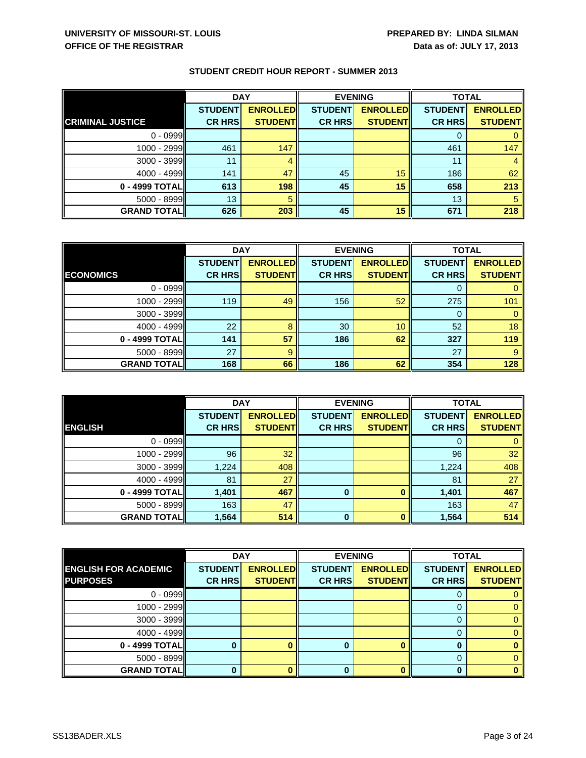**UNIVERSITY OF MISSOURI-ST. LOUIS**
**OFFICE OF THE REGISTRAR**

**PREPARED BY: LINDA SILMAN**
**Data as of: JULY 17, 2013**

## STUDENT CREDIT HOUR REPORT - SUMMER 2013

| | DAY | | EVENING | | TOTAL | |
|---|---|---|---|---|---|---|
| **CRIMINAL JUSTICE** | **STUDENT CR HRS** | **ENROLLED STUDENT** | **STUDENT CR HRS** | **ENROLLED STUDENT** | **STUDENT CR HRS** | **ENROLLED STUDENT** |
| 0 - 0999 | | | | | 0 | 0 |
| 1000 - 2999 | 461 | 147 | | | 461 | 147 |
| 3000 - 3999 | 11 | 4 | | | 11 | 4 |
| 4000 - 4999 | 141 | 47 | 45 | 15 | 186 | 62 |
| **0 - 4999 TOTAL** | **613** | **198** | **45** | **15** | **658** | **213** |
| 5000 - 8999 | 13 | 5 | | | 13 | 5 |
| **GRAND TOTAL** | **626** | **203** | **45** | **15** | **671** | **218** |

| | DAY | | EVENING | | TOTAL | |
|---|---|---|---|---|---|---|
| **ECONOMICS** | **STUDENT CR HRS** | **ENROLLED STUDENT** | **STUDENT CR HRS** | **ENROLLED STUDENT** | **STUDENT CR HRS** | **ENROLLED STUDENT** |
| 0 - 0999 | | | | | 0 | 0 |
| 1000 - 2999 | 119 | 49 | 156 | 52 | 275 | 101 |
| 3000 - 3999 | | | | | 0 | 0 |
| 4000 - 4999 | 22 | 8 | 30 | 10 | 52 | 18 |
| **0 - 4999 TOTAL** | **141** | **57** | **186** | **62** | **327** | **119** |
| 5000 - 8999 | 27 | 9 | | | 27 | 9 |
| **GRAND TOTAL** | **168** | **66** | **186** | **62** | **354** | **128** |

| | DAY | | EVENING | | TOTAL | |
|---|---|---|---|---|---|---|
| **ENGLISH** | **STUDENT CR HRS** | **ENROLLED STUDENT** | **STUDENT CR HRS** | **ENROLLED STUDENT** | **STUDENT CR HRS** | **ENROLLED STUDENT** |
| 0 - 0999 | | | | | 0 | 0 |
| 1000 - 2999 | 96 | 32 | | | 96 | 32 |
| 3000 - 3999 | 1,224 | 408 | | | 1,224 | 408 |
| 4000 - 4999 | 81 | 27 | | | 81 | 27 |
| **0 - 4999 TOTAL** | **1,401** | **467** | **0** | **0** | **1,401** | **467** |
| 5000 - 8999 | 163 | 47 | | | 163 | 47 |
| **GRAND TOTAL** | **1,564** | **514** | **0** | **0** | **1,564** | **514** |

| | DAY | | EVENING | | TOTAL | |
|---|---|---|---|---|---|---|
| **ENGLISH FOR ACADEMIC PURPOSES** | **STUDENT CR HRS** | **ENROLLED STUDENT** | **STUDENT CR HRS** | **ENROLLED STUDENT** | **STUDENT CR HRS** | **ENROLLED STUDENT** |
| 0 - 0999 | | | | | 0 | 0 |
| 1000 - 2999 | | | | | 0 | 0 |
| 3000 - 3999 | | | | | 0 | 0 |
| 4000 - 4999 | | | | | 0 | 0 |
| **0 - 4999 TOTAL** | **0** | **0** | **0** | **0** | **0** | **0** |
| 5000 - 8999 | | | | | 0 | 0 |
| **GRAND TOTAL** | **0** | **0** | **0** | **0** | **0** | **0** |

SS13BADER.XLS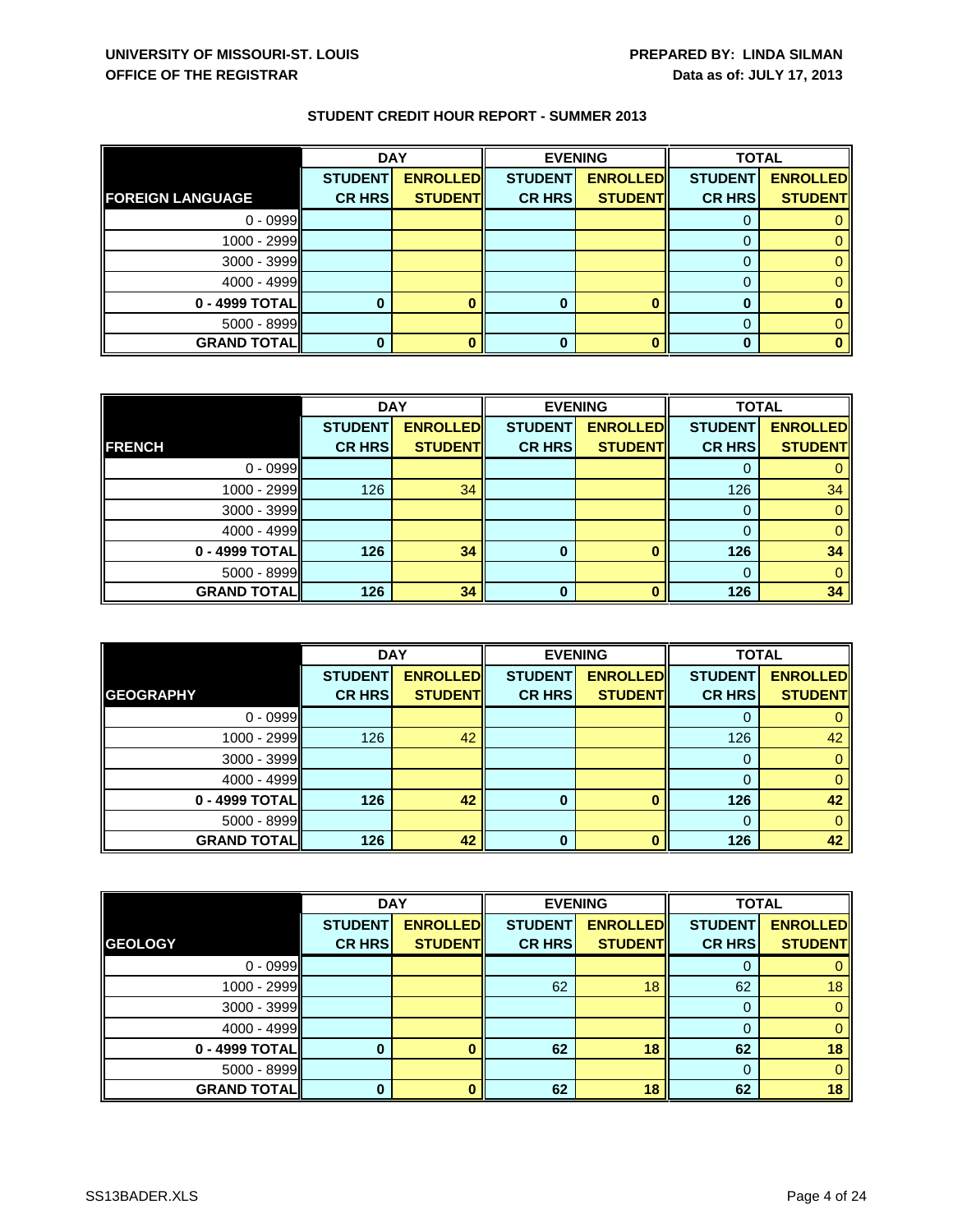**UNIVERSITY OF MISSOURI-ST. LOUIS**
**OFFICE OF THE REGISTRAR**

**PREPARED BY: LINDA SILMAN**
**Data as of: JULY 17, 2013**

## STUDENT CREDIT HOUR REPORT - SUMMER 2013

| | DAY | | EVENING | | TOTAL | |
|---|---|---|---|---|---|---|
| **FOREIGN LANGUAGE** | **STUDENT CR HRS** | **ENROLLED STUDENT** | **STUDENT CR HRS** | **ENROLLED STUDENT** | **STUDENT CR HRS** | **ENROLLED STUDENT** |
| 0 - 0999 | | | | | 0 | 0 |
| 1000 - 2999 | | | | | 0 | 0 |
| 3000 - 3999 | | | | | 0 | 0 |
| 4000 - 4999 | | | | | 0 | 0 |
| **0 - 4999 TOTAL** | **0** | **0** | **0** | **0** | **0** | **0** |
| 5000 - 8999 | | | | | 0 | 0 |
| **GRAND TOTAL** | **0** | **0** | **0** | **0** | **0** | **0** |

| | DAY | | EVENING | | TOTAL | |
|---|---|---|---|---|---|---|
| **FRENCH** | **STUDENT CR HRS** | **ENROLLED STUDENT** | **STUDENT CR HRS** | **ENROLLED STUDENT** | **STUDENT CR HRS** | **ENROLLED STUDENT** |
| 0 - 0999 | | | | | 0 | 0 |
| 1000 - 2999 | 126 | 34 | | | 126 | 34 |
| 3000 - 3999 | | | | | 0 | 0 |
| 4000 - 4999 | | | | | 0 | 0 |
| **0 - 4999 TOTAL** | **126** | **34** | **0** | **0** | **126** | **34** |
| 5000 - 8999 | | | | | 0 | 0 |
| **GRAND TOTAL** | **126** | **34** | **0** | **0** | **126** | **34** |

| | DAY | | EVENING | | TOTAL | |
|---|---|---|---|---|---|---|
| **GEOGRAPHY** | **STUDENT CR HRS** | **ENROLLED STUDENT** | **STUDENT CR HRS** | **ENROLLED STUDENT** | **STUDENT CR HRS** | **ENROLLED STUDENT** |
| 0 - 0999 | | | | | 0 | 0 |
| 1000 - 2999 | 126 | 42 | | | 126 | 42 |
| 3000 - 3999 | | | | | 0 | 0 |
| 4000 - 4999 | | | | | 0 | 0 |
| **0 - 4999 TOTAL** | **126** | **42** | **0** | **0** | **126** | **42** |
| 5000 - 8999 | | | | | 0 | 0 |
| **GRAND TOTAL** | **126** | **42** | **0** | **0** | **126** | **42** |

| | DAY | | EVENING | | TOTAL | |
|---|---|---|---|---|---|---|
| **GEOLOGY** | **STUDENT CR HRS** | **ENROLLED STUDENT** | **STUDENT CR HRS** | **ENROLLED STUDENT** | **STUDENT CR HRS** | **ENROLLED STUDENT** |
| 0 - 0999 | | | | | 0 | 0 |
| 1000 - 2999 | | | 62 | 18 | 62 | 18 |
| 3000 - 3999 | | | | | 0 | 0 |
| 4000 - 4999 | | | | | 0 | 0 |
| **0 - 4999 TOTAL** | **0** | **0** | **62** | **18** | **62** | **18** |
| 5000 - 8999 | | | | | 0 | 0 |
| **GRAND TOTAL** | **0** | **0** | **62** | **18** | **62** | **18** |

SS13BADER.XLS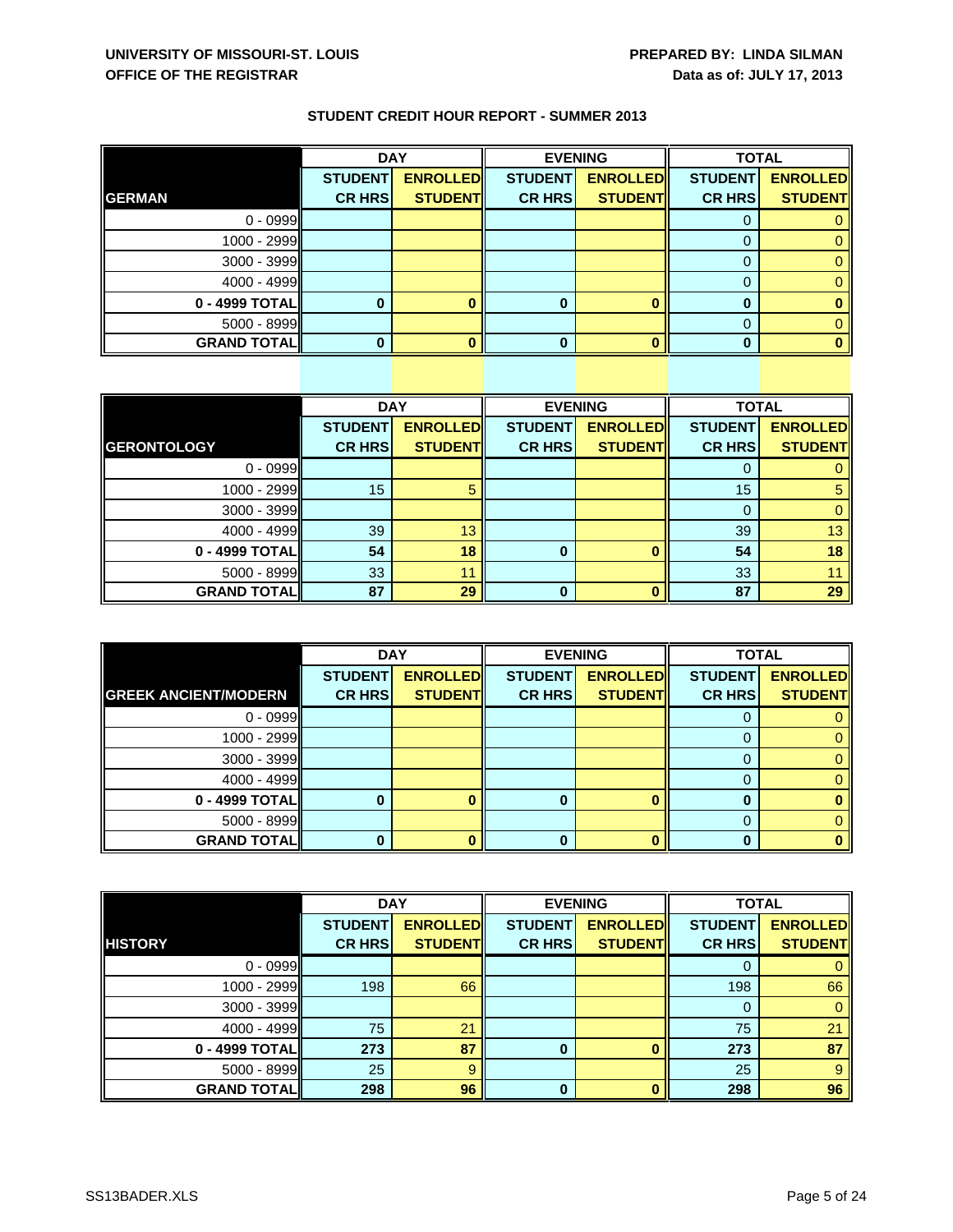**UNIVERSITY OF MISSOURI-ST. LOUIS**
**OFFICE OF THE REGISTRAR**

**PREPARED BY: LINDA SILMAN**
**Data as of: JULY 17, 2013**

## STUDENT CREDIT HOUR REPORT - SUMMER 2013

| | DAY | | EVENING | | TOTAL | |
|---|---|---|---|---|---|---|
| **GERMAN** | **STUDENT CR HRS** | **ENROLLED STUDENT** | **STUDENT CR HRS** | **ENROLLED STUDENT** | **STUDENT CR HRS** | **ENROLLED STUDENT** |
| 0 - 0999 | | | | | 0 | 0 |
| 1000 - 2999 | | | | | 0 | 0 |
| 3000 - 3999 | | | | | 0 | 0 |
| 4000 - 4999 | | | | | 0 | 0 |
| **0 - 4999 TOTAL** | **0** | **0** | **0** | **0** | **0** | **0** |
| 5000 - 8999 | | | | | 0 | 0 |
| **GRAND TOTAL** | **0** | **0** | **0** | **0** | **0** | **0** |

| | DAY | | EVENING | | TOTAL | |
|---|---|---|---|---|---|---|
| **GERONTOLOGY** | **STUDENT CR HRS** | **ENROLLED STUDENT** | **STUDENT CR HRS** | **ENROLLED STUDENT** | **STUDENT CR HRS** | **ENROLLED STUDENT** |
| 0 - 0999 | | | | | 0 | 0 |
| 1000 - 2999 | 15 | 5 | | | 15 | 5 |
| 3000 - 3999 | | | | | 0 | 0 |
| 4000 - 4999 | 39 | 13 | | | 39 | 13 |
| **0 - 4999 TOTAL** | **54** | **18** | **0** | **0** | **54** | **18** |
| 5000 - 8999 | 33 | 11 | | | 33 | 11 |
| **GRAND TOTAL** | **87** | **29** | **0** | **0** | **87** | **29** |

| | DAY | | EVENING | | TOTAL | |
|---|---|---|---|---|---|---|
| **GREEK ANCIENT/MODERN** | **STUDENT CR HRS** | **ENROLLED STUDENT** | **STUDENT CR HRS** | **ENROLLED STUDENT** | **STUDENT CR HRS** | **ENROLLED STUDENT** |
| 0 - 0999 | | | | | 0 | 0 |
| 1000 - 2999 | | | | | 0 | 0 |
| 3000 - 3999 | | | | | 0 | 0 |
| 4000 - 4999 | | | | | 0 | 0 |
| **0 - 4999 TOTAL** | **0** | **0** | **0** | **0** | **0** | **0** |
| 5000 - 8999 | | | | | 0 | 0 |
| **GRAND TOTAL** | **0** | **0** | **0** | **0** | **0** | **0** |

| | DAY | | EVENING | | TOTAL | |
|---|---|---|---|---|---|---|
| **HISTORY** | **STUDENT CR HRS** | **ENROLLED STUDENT** | **STUDENT CR HRS** | **ENROLLED STUDENT** | **STUDENT CR HRS** | **ENROLLED STUDENT** |
| 0 - 0999 | | | | | 0 | 0 |
| 1000 - 2999 | 198 | 66 | | | 198 | 66 |
| 3000 - 3999 | | | | | 0 | 0 |
| 4000 - 4999 | 75 | 21 | | | 75 | 21 |
| **0 - 4999 TOTAL** | **273** | **87** | **0** | **0** | **273** | **87** |
| 5000 - 8999 | 25 | 9 | | | 25 | 9 |
| **GRAND TOTAL** | **298** | **96** | **0** | **0** | **298** | **96** |

SS13BADER.XLS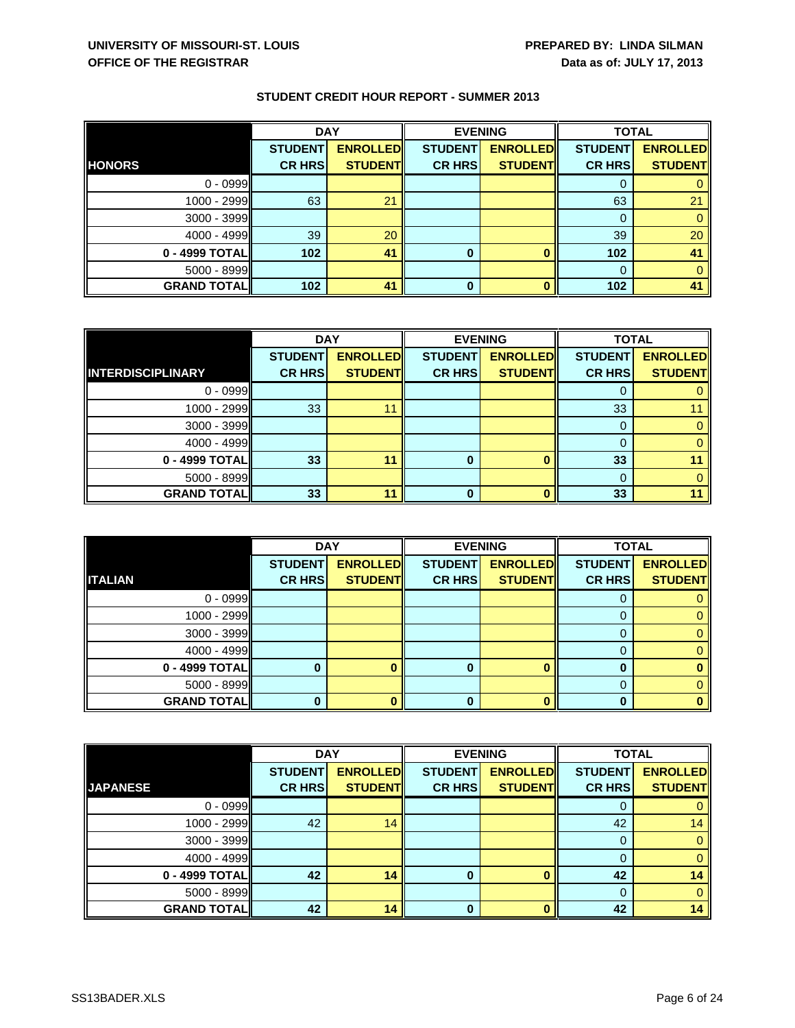**UNIVERSITY OF MISSOURI-ST. LOUIS**
**OFFICE OF THE REGISTRAR**

**PREPARED BY: LINDA SILMAN**
**Data as of: JULY 17, 2013**

## STUDENT CREDIT HOUR REPORT - SUMMER 2013

| | DAY | | EVENING | | TOTAL | |
|---|---|---|---|---|---|---|
| **HONORS** | **STUDENT CR HRS** | **ENROLLED STUDENT** | **STUDENT CR HRS** | **ENROLLED STUDENT** | **STUDENT CR HRS** | **ENROLLED STUDENT** |
| 0 - 0999 | | | | | 0 | 0 |
| 1000 - 2999 | 63 | 21 | | | 63 | 21 |
| 3000 - 3999 | | | | | 0 | 0 |
| 4000 - 4999 | 39 | 20 | | | 39 | 20 |
| **0 - 4999 TOTAL** | **102** | **41** | **0** | **0** | **102** | **41** |
| 5000 - 8999 | | | | | 0 | 0 |
| **GRAND TOTAL** | **102** | **41** | **0** | **0** | **102** | **41** |

| | DAY | | EVENING | | TOTAL | |
|---|---|---|---|---|---|---|
| **INTERDISCIPLINARY** | **STUDENT CR HRS** | **ENROLLED STUDENT** | **STUDENT CR HRS** | **ENROLLED STUDENT** | **STUDENT CR HRS** | **ENROLLED STUDENT** |
| 0 - 0999 | | | | | 0 | 0 |
| 1000 - 2999 | 33 | 11 | | | 33 | 11 |
| 3000 - 3999 | | | | | 0 | 0 |
| 4000 - 4999 | | | | | 0 | 0 |
| **0 - 4999 TOTAL** | **33** | **11** | **0** | **0** | **33** | **11** |
| 5000 - 8999 | | | | | 0 | 0 |
| **GRAND TOTAL** | **33** | **11** | **0** | **0** | **33** | **11** |

| | DAY | | EVENING | | TOTAL | |
|---|---|---|---|---|---|---|
| **ITALIAN** | **STUDENT CR HRS** | **ENROLLED STUDENT** | **STUDENT CR HRS** | **ENROLLED STUDENT** | **STUDENT CR HRS** | **ENROLLED STUDENT** |
| 0 - 0999 | | | | | 0 | 0 |
| 1000 - 2999 | | | | | 0 | 0 |
| 3000 - 3999 | | | | | 0 | 0 |
| 4000 - 4999 | | | | | 0 | 0 |
| **0 - 4999 TOTAL** | **0** | **0** | **0** | **0** | **0** | **0** |
| 5000 - 8999 | | | | | 0 | 0 |
| **GRAND TOTAL** | **0** | **0** | **0** | **0** | **0** | **0** |

| | DAY | | EVENING | | TOTAL | |
|---|---|---|---|---|---|---|
| **JAPANESE** | **STUDENT CR HRS** | **ENROLLED STUDENT** | **STUDENT CR HRS** | **ENROLLED STUDENT** | **STUDENT CR HRS** | **ENROLLED STUDENT** |
| 0 - 0999 | | | | | 0 | 0 |
| 1000 - 2999 | 42 | 14 | | | 42 | 14 |
| 3000 - 3999 | | | | | 0 | 0 |
| 4000 - 4999 | | | | | 0 | 0 |
| **0 - 4999 TOTAL** | **42** | **14** | **0** | **0** | **42** | **14** |
| 5000 - 8999 | | | | | 0 | 0 |
| **GRAND TOTAL** | **42** | **14** | **0** | **0** | **42** | **14** |

SS13BADER.XLS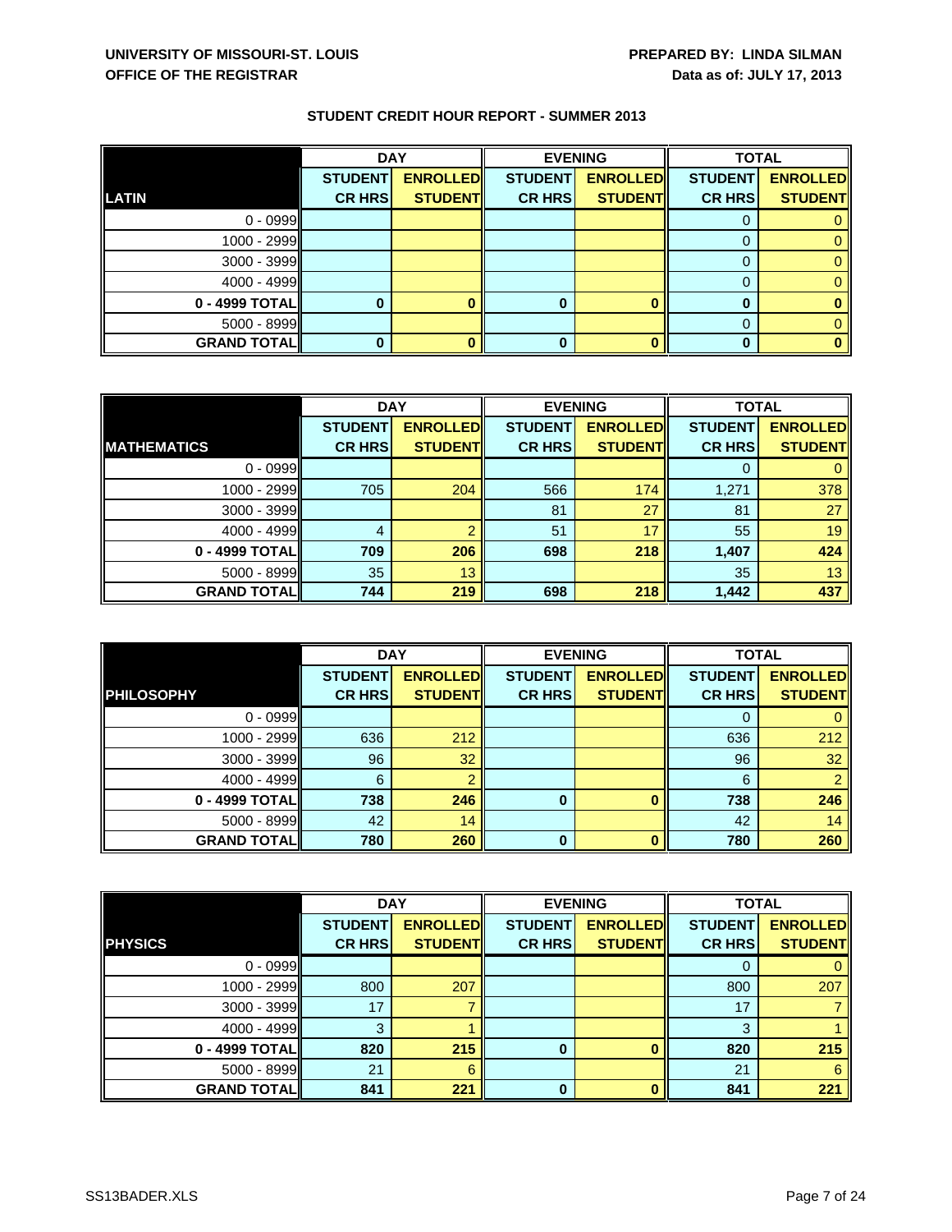## STUDENT CREDIT HOUR REPORT - SUMMER 2013

| | DAY | | EVENING | | TOTAL | |
|---|---|---|---|---|---|---|
| **LATIN** | **STUDENT CR HRS** | **ENROLLED STUDENT** | **STUDENT CR HRS** | **ENROLLED STUDENT** | **STUDENT CR HRS** | **ENROLLED STUDENT** |
| 0 - 0999 | | | | | 0 | 0 |
| 1000 - 2999 | | | | | 0 | 0 |
| 3000 - 3999 | | | | | 0 | 0 |
| 4000 - 4999 | | | | | 0 | 0 |
| **0 - 4999 TOTAL** | **0** | **0** | **0** | **0** | **0** | **0** |
| 5000 - 8999 | | | | | 0 | 0 |
| **GRAND TOTAL** | **0** | **0** | **0** | **0** | **0** | **0** |

| | DAY | | EVENING | | TOTAL | |
|---|---|---|---|---|---|---|
| **MATHEMATICS** | **STUDENT CR HRS** | **ENROLLED STUDENT** | **STUDENT CR HRS** | **ENROLLED STUDENT** | **STUDENT CR HRS** | **ENROLLED STUDENT** |
| 0 - 0999 | | | | | 0 | 0 |
| 1000 - 2999 | 705 | 204 | 566 | 174 | 1,271 | 378 |
| 3000 - 3999 | | | 81 | 27 | 81 | 27 |
| 4000 - 4999 | 4 | 2 | 51 | 17 | 55 | 19 |
| **0 - 4999 TOTAL** | **709** | **206** | **698** | **218** | **1,407** | **424** |
| 5000 - 8999 | 35 | 13 | | | 35 | 13 |
| **GRAND TOTAL** | **744** | **219** | **698** | **218** | **1,442** | **437** |

| | DAY | | EVENING | | TOTAL | |
|---|---|---|---|---|---|---|
| **PHILOSOPHY** | **STUDENT CR HRS** | **ENROLLED STUDENT** | **STUDENT CR HRS** | **ENROLLED STUDENT** | **STUDENT CR HRS** | **ENROLLED STUDENT** |
| 0 - 0999 | | | | | 0 | 0 |
| 1000 - 2999 | 636 | 212 | | | 636 | 212 |
| 3000 - 3999 | 96 | 32 | | | 96 | 32 |
| 4000 - 4999 | 6 | 2 | | | 6 | 2 |
| **0 - 4999 TOTAL** | **738** | **246** | **0** | **0** | **738** | **246** |
| 5000 - 8999 | 42 | 14 | | | 42 | 14 |
| **GRAND TOTAL** | **780** | **260** | **0** | **0** | **780** | **260** |

| | DAY | | EVENING | | TOTAL | |
|---|---|---|---|---|---|---|
| **PHYSICS** | **STUDENT CR HRS** | **ENROLLED STUDENT** | **STUDENT CR HRS** | **ENROLLED STUDENT** | **STUDENT CR HRS** | **ENROLLED STUDENT** |
| 0 - 0999 | | | | | 0 | 0 |
| 1000 - 2999 | 800 | 207 | | | 800 | 207 |
| 3000 - 3999 | 17 | 7 | | | 17 | 7 |
| 4000 - 4999 | 3 | 1 | | | 3 | 1 |
| **0 - 4999 TOTAL** | **820** | **215** | **0** | **0** | **820** | **215** |
| 5000 - 8999 | 21 | 6 | | | 21 | 6 |
| **GRAND TOTAL** | **841** | **221** | **0** | **0** | **841** | **221** |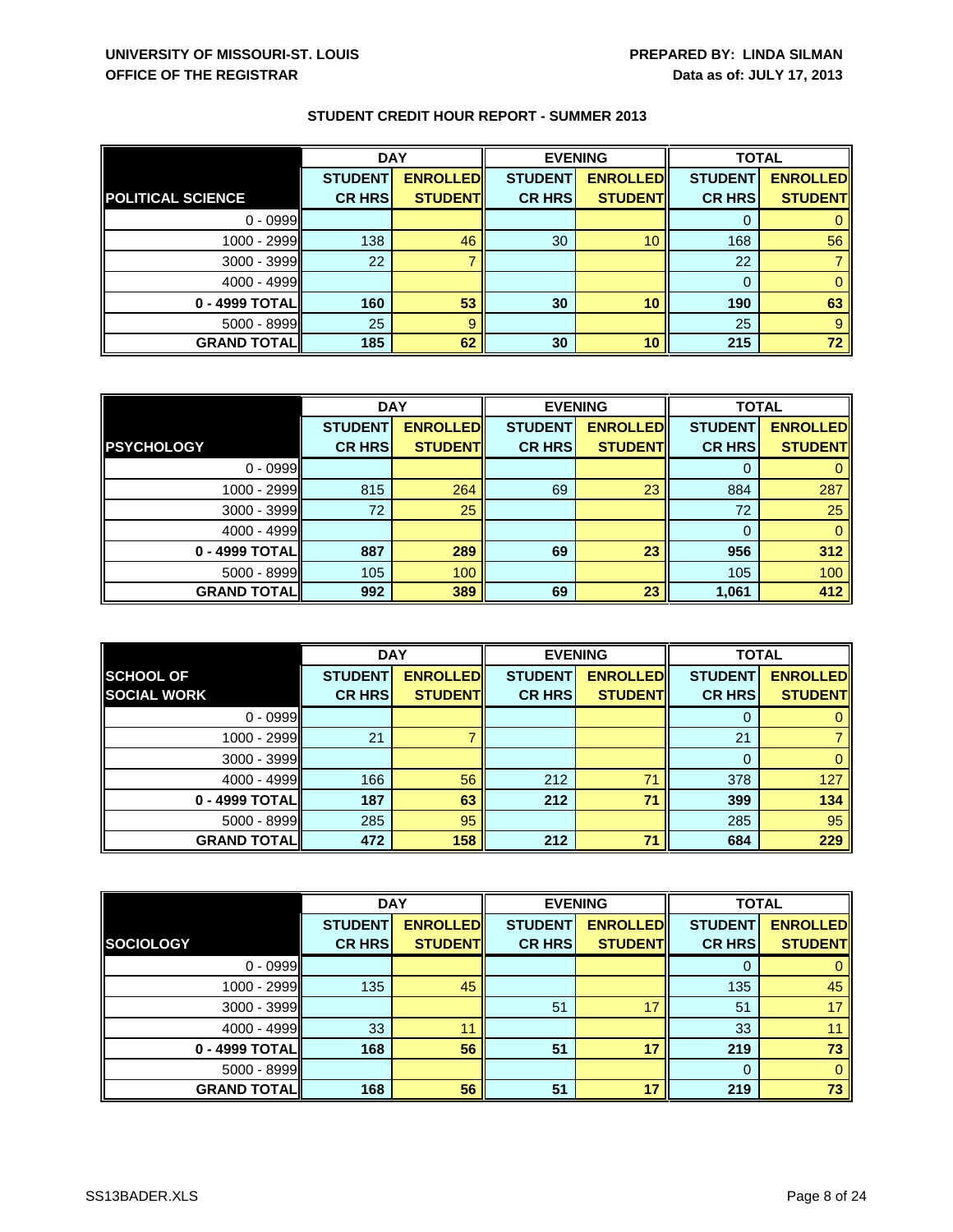UNIVERSITY OF MISSOURI-ST. LOUIS
OFFICE OF THE REGISTRAR

PREPARED BY: LINDA SILMAN
Data as of: JULY 17, 2013

## STUDENT CREDIT HOUR REPORT - SUMMER 2013

| | DAY | | EVENING | | TOTAL | |
|---|---|---|---|---|---|---|
| **POLITICAL SCIENCE** | **STUDENT CR HRS** | **ENROLLED STUDENT** | **STUDENT CR HRS** | **ENROLLED STUDENT** | **STUDENT CR HRS** | **ENROLLED STUDENT** |
| 0 - 0999 | | | | | 0 | 0 |
| 1000 - 2999 | 138 | 46 | 30 | 10 | 168 | 56 |
| 3000 - 3999 | 22 | 7 | | | 22 | 7 |
| 4000 - 4999 | | | | | 0 | 0 |
| **0 - 4999 TOTAL** | **160** | **53** | **30** | **10** | **190** | **63** |
| 5000 - 8999 | 25 | 9 | | | 25 | 9 |
| **GRAND TOTAL** | **185** | **62** | **30** | **10** | **215** | **72** |

| | DAY | | EVENING | | TOTAL | |
|---|---|---|---|---|---|---|
| **PSYCHOLOGY** | **STUDENT CR HRS** | **ENROLLED STUDENT** | **STUDENT CR HRS** | **ENROLLED STUDENT** | **STUDENT CR HRS** | **ENROLLED STUDENT** |
| 0 - 0999 | | | | | 0 | 0 |
| 1000 - 2999 | 815 | 264 | 69 | 23 | 884 | 287 |
| 3000 - 3999 | 72 | 25 | | | 72 | 25 |
| 4000 - 4999 | | | | | 0 | 0 |
| **0 - 4999 TOTAL** | **887** | **289** | **69** | **23** | **956** | **312** |
| 5000 - 8999 | 105 | 100 | | | 105 | 100 |
| **GRAND TOTAL** | **992** | **389** | **69** | **23** | **1,061** | **412** |

| | DAY | | EVENING | | TOTAL | |
|---|---|---|---|---|---|---|
| **SCHOOL OF SOCIAL WORK** | **STUDENT CR HRS** | **ENROLLED STUDENT** | **STUDENT CR HRS** | **ENROLLED STUDENT** | **STUDENT CR HRS** | **ENROLLED STUDENT** |
| 0 - 0999 | | | | | 0 | 0 |
| 1000 - 2999 | 21 | 7 | | | 21 | 7 |
| 3000 - 3999 | | | | | 0 | 0 |
| 4000 - 4999 | 166 | 56 | 212 | 71 | 378 | 127 |
| **0 - 4999 TOTAL** | **187** | **63** | **212** | **71** | **399** | **134** |
| 5000 - 8999 | 285 | 95 | | | 285 | 95 |
| **GRAND TOTAL** | **472** | **158** | **212** | **71** | **684** | **229** |

| | DAY | | EVENING | | TOTAL | |
|---|---|---|---|---|---|---|
| **SOCIOLOGY** | **STUDENT CR HRS** | **ENROLLED STUDENT** | **STUDENT CR HRS** | **ENROLLED STUDENT** | **STUDENT CR HRS** | **ENROLLED STUDENT** |
| 0 - 0999 | | | | | 0 | 0 |
| 1000 - 2999 | 135 | 45 | | | 135 | 45 |
| 3000 - 3999 | | | 51 | 17 | 51 | 17 |
| 4000 - 4999 | 33 | 11 | | | 33 | 11 |
| **0 - 4999 TOTAL** | **168** | **56** | **51** | **17** | **219** | **73** |
| 5000 - 8999 | | | | | 0 | 0 |
| **GRAND TOTAL** | **168** | **56** | **51** | **17** | **219** | **73** |

SS13BADER.XLS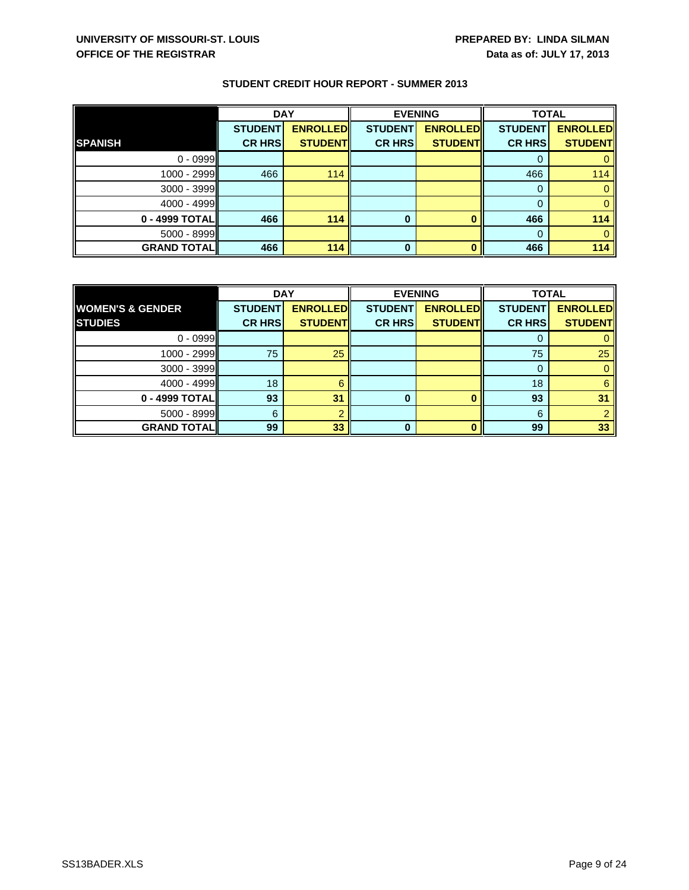**UNIVERSITY OF MISSOURI-ST. LOUIS**
**OFFICE OF THE REGISTRAR**

**PREPARED BY: LINDA SILMAN**
**Data as of: JULY 17, 2013**

## STUDENT CREDIT HOUR REPORT - SUMMER 2013

| | DAY | | EVENING | | TOTAL | |
|---|---|---|---|---|---|---|
| **SPANISH** | **STUDENT CR HRS** | **ENROLLED STUDENT** | **STUDENT CR HRS** | **ENROLLED STUDENT** | **STUDENT CR HRS** | **ENROLLED STUDENT** |
| 0 - 0999 | | | | | 0 | 0 |
| 1000 - 2999 | 466 | 114 | | | 466 | 114 |
| 3000 - 3999 | | | | | 0 | 0 |
| 4000 - 4999 | | | | | 0 | 0 |
| **0 - 4999 TOTAL** | **466** | **114** | **0** | **0** | **466** | **114** |
| 5000 - 8999 | | | | | 0 | 0 |
| **GRAND TOTAL** | **466** | **114** | **0** | **0** | **466** | **114** |

| | DAY | | EVENING | | TOTAL | |
|---|---|---|---|---|---|---|
| **WOMEN'S & GENDER STUDIES** | **STUDENT CR HRS** | **ENROLLED STUDENT** | **STUDENT CR HRS** | **ENROLLED STUDENT** | **STUDENT CR HRS** | **ENROLLED STUDENT** |
| 0 - 0999 | | | | | 0 | 0 |
| 1000 - 2999 | 75 | 25 | | | 75 | 25 |
| 3000 - 3999 | | | | | 0 | 0 |
| 4000 - 4999 | 18 | 6 | | | 18 | 6 |
| **0 - 4999 TOTAL** | **93** | **31** | **0** | **0** | **93** | **31** |
| 5000 - 8999 | 6 | 2 | | | 6 | 2 |
| **GRAND TOTAL** | **99** | **33** | **0** | **0** | **99** | **33** |

SS13BADER.XLS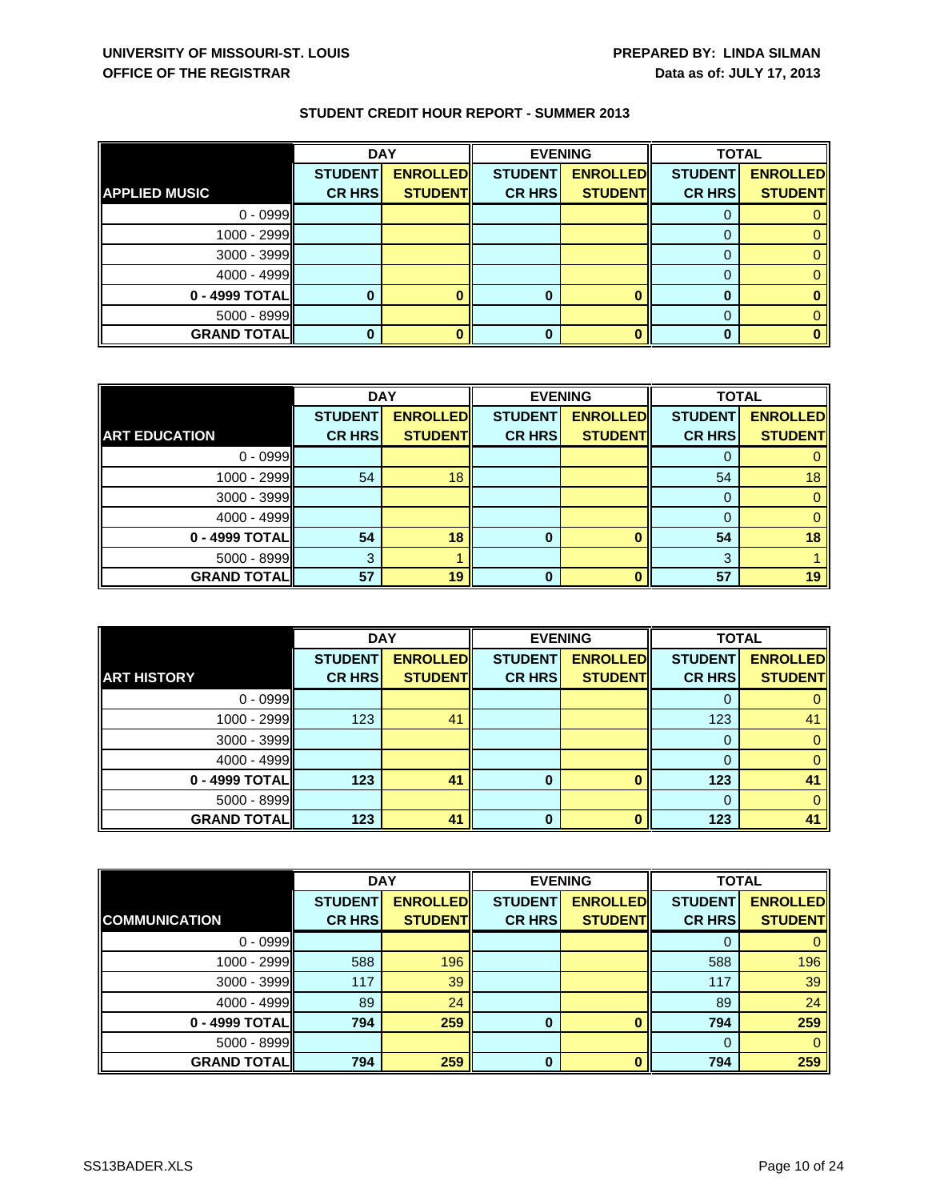UNIVERSITY OF MISSOURI-ST. LOUIS
OFFICE OF THE REGISTRAR

PREPARED BY: LINDA SILMAN
Data as of: JULY 17, 2013

## STUDENT CREDIT HOUR REPORT - SUMMER 2013

| | DAY | | EVENING | | TOTAL | |
|---|---|---|---|---|---|---|
| **APPLIED MUSIC** | **STUDENT CR HRS** | **ENROLLED STUDENT** | **STUDENT CR HRS** | **ENROLLED STUDENT** | **STUDENT CR HRS** | **ENROLLED STUDENT** |
| 0 - 0999 | | | | | 0 | 0 |
| 1000 - 2999 | | | | | 0 | 0 |
| 3000 - 3999 | | | | | 0 | 0 |
| 4000 - 4999 | | | | | 0 | 0 |
| **0 - 4999 TOTAL** | **0** | **0** | **0** | **0** | **0** | **0** |
| 5000 - 8999 | | | | | 0 | 0 |
| **GRAND TOTAL** | **0** | **0** | **0** | **0** | **0** | **0** |

| | DAY | | EVENING | | TOTAL | |
|---|---|---|---|---|---|---|
| **ART EDUCATION** | **STUDENT CR HRS** | **ENROLLED STUDENT** | **STUDENT CR HRS** | **ENROLLED STUDENT** | **STUDENT CR HRS** | **ENROLLED STUDENT** |
| 0 - 0999 | | | | | 0 | 0 |
| 1000 - 2999 | 54 | 18 | | | 54 | 18 |
| 3000 - 3999 | | | | | 0 | 0 |
| 4000 - 4999 | | | | | 0 | 0 |
| **0 - 4999 TOTAL** | **54** | **18** | **0** | **0** | **54** | **18** |
| 5000 - 8999 | 3 | 1 | | | 3 | 1 |
| **GRAND TOTAL** | **57** | **19** | **0** | **0** | **57** | **19** |

| | DAY | | EVENING | | TOTAL | |
|---|---|---|---|---|---|---|
| **ART HISTORY** | **STUDENT CR HRS** | **ENROLLED STUDENT** | **STUDENT CR HRS** | **ENROLLED STUDENT** | **STUDENT CR HRS** | **ENROLLED STUDENT** |
| 0 - 0999 | | | | | 0 | 0 |
| 1000 - 2999 | 123 | 41 | | | 123 | 41 |
| 3000 - 3999 | | | | | 0 | 0 |
| 4000 - 4999 | | | | | 0 | 0 |
| **0 - 4999 TOTAL** | **123** | **41** | **0** | **0** | **123** | **41** |
| 5000 - 8999 | | | | | 0 | 0 |
| **GRAND TOTAL** | **123** | **41** | **0** | **0** | **123** | **41** |

| | DAY | | EVENING | | TOTAL | |
|---|---|---|---|---|---|---|
| **COMMUNICATION** | **STUDENT CR HRS** | **ENROLLED STUDENT** | **STUDENT CR HRS** | **ENROLLED STUDENT** | **STUDENT CR HRS** | **ENROLLED STUDENT** |
| 0 - 0999 | | | | | 0 | 0 |
| 1000 - 2999 | 588 | 196 | | | 588 | 196 |
| 3000 - 3999 | 117 | 39 | | | 117 | 39 |
| 4000 - 4999 | 89 | 24 | | | 89 | 24 |
| **0 - 4999 TOTAL** | **794** | **259** | **0** | **0** | **794** | **259** |
| 5000 - 8999 | | | | | 0 | 0 |
| **GRAND TOTAL** | **794** | **259** | **0** | **0** | **794** | **259** |

SS13BADER.XLS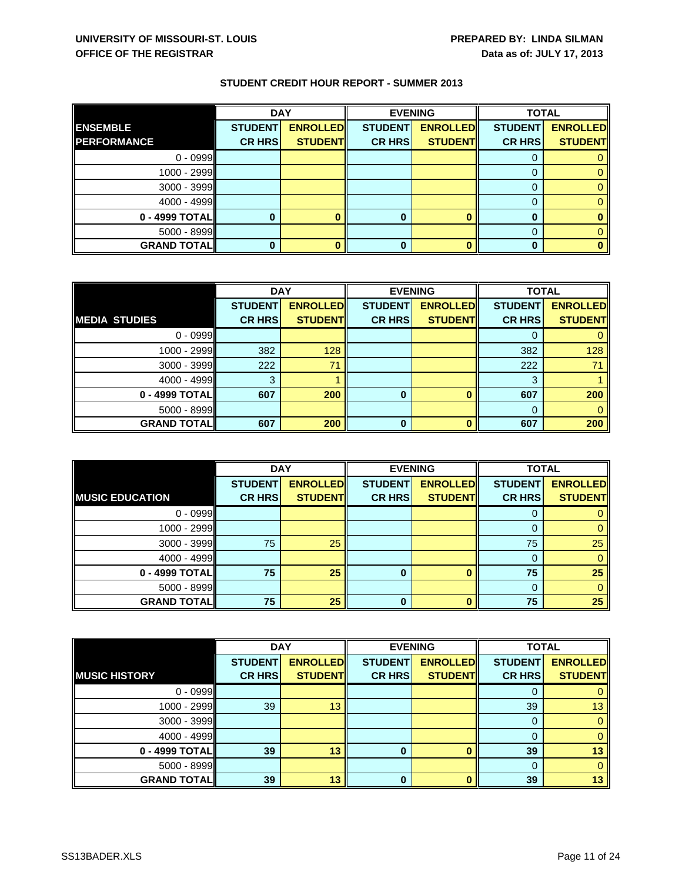UNIVERSITY OF MISSOURI-ST. LOUIS
OFFICE OF THE REGISTRAR

PREPARED BY: LINDA SILMAN
Data as of: JULY 17, 2013

## STUDENT CREDIT HOUR REPORT - SUMMER 2013

| | DAY | | EVENING | | TOTAL | |
|---|---|---|---|---|---|---|
| **ENSEMBLE PERFORMANCE** | **STUDENT CR HRS** | **ENROLLED STUDENT** | **STUDENT CR HRS** | **ENROLLED STUDENT** | **STUDENT CR HRS** | **ENROLLED STUDENT** |
| 0 - 0999 | | | | | 0 | 0 |
| 1000 - 2999 | | | | | 0 | 0 |
| 3000 - 3999 | | | | | 0 | 0 |
| 4000 - 4999 | | | | | 0 | 0 |
| **0 - 4999 TOTAL** | **0** | **0** | **0** | **0** | **0** | **0** |
| 5000 - 8999 | | | | | 0 | 0 |
| **GRAND TOTAL** | **0** | **0** | **0** | **0** | **0** | **0** |

| | DAY | | EVENING | | TOTAL | |
|---|---|---|---|---|---|---|
| **MEDIA STUDIES** | **STUDENT CR HRS** | **ENROLLED STUDENT** | **STUDENT CR HRS** | **ENROLLED STUDENT** | **STUDENT CR HRS** | **ENROLLED STUDENT** |
| 0 - 0999 | | | | | 0 | 0 |
| 1000 - 2999 | 382 | 128 | | | 382 | 128 |
| 3000 - 3999 | 222 | 71 | | | 222 | 71 |
| 4000 - 4999 | 3 | 1 | | | 3 | 1 |
| **0 - 4999 TOTAL** | **607** | **200** | **0** | **0** | **607** | **200** |
| 5000 - 8999 | | | | | 0 | 0 |
| **GRAND TOTAL** | **607** | **200** | **0** | **0** | **607** | **200** |

| | DAY | | EVENING | | TOTAL | |
|---|---|---|---|---|---|---|
| **MUSIC EDUCATION** | **STUDENT CR HRS** | **ENROLLED STUDENT** | **STUDENT CR HRS** | **ENROLLED STUDENT** | **STUDENT CR HRS** | **ENROLLED STUDENT** |
| 0 - 0999 | | | | | 0 | 0 |
| 1000 - 2999 | | | | | 0 | 0 |
| 3000 - 3999 | 75 | 25 | | | 75 | 25 |
| 4000 - 4999 | | | | | 0 | 0 |
| **0 - 4999 TOTAL** | **75** | **25** | **0** | **0** | **75** | **25** |
| 5000 - 8999 | | | | | 0 | 0 |
| **GRAND TOTAL** | **75** | **25** | **0** | **0** | **75** | **25** |

| | DAY | | EVENING | | TOTAL | |
|---|---|---|---|---|---|---|
| **MUSIC HISTORY** | **STUDENT CR HRS** | **ENROLLED STUDENT** | **STUDENT CR HRS** | **ENROLLED STUDENT** | **STUDENT CR HRS** | **ENROLLED STUDENT** |
| 0 - 0999 | | | | | 0 | 0 |
| 1000 - 2999 | 39 | 13 | | | 39 | 13 |
| 3000 - 3999 | | | | | 0 | 0 |
| 4000 - 4999 | | | | | 0 | 0 |
| **0 - 4999 TOTAL** | **39** | **13** | **0** | **0** | **39** | **13** |
| 5000 - 8999 | | | | | 0 | 0 |
| **GRAND TOTAL** | **39** | **13** | **0** | **0** | **39** | **13** |

SS13BADER.XLS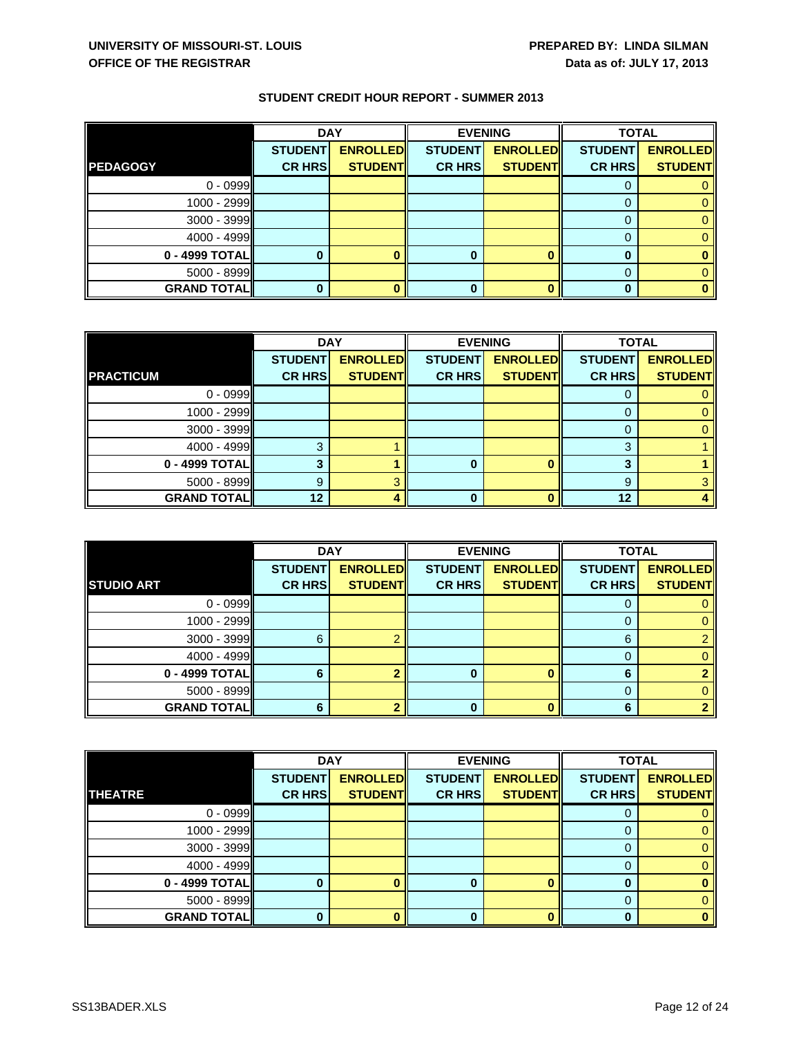**UNIVERSITY OF MISSOURI-ST. LOUIS**
**OFFICE OF THE REGISTRAR**

**PREPARED BY: LINDA SILMAN**
**Data as of: JULY 17, 2013**

## STUDENT CREDIT HOUR REPORT - SUMMER 2013

| | DAY | | EVENING | | TOTAL | |
|---|---|---|---|---|---|---|
| **PEDAGOGY** | **STUDENT CR HRS** | **ENROLLED STUDENT** | **STUDENT CR HRS** | **ENROLLED STUDENT** | **STUDENT CR HRS** | **ENROLLED STUDENT** |
| 0 - 0999 | | | | | 0 | 0 |
| 1000 - 2999 | | | | | 0 | 0 |
| 3000 - 3999 | | | | | 0 | 0 |
| 4000 - 4999 | | | | | 0 | 0 |
| **0 - 4999 TOTAL** | **0** | **0** | **0** | **0** | **0** | **0** |
| 5000 - 8999 | | | | | 0 | 0 |
| **GRAND TOTAL** | **0** | **0** | **0** | **0** | **0** | **0** |

| | DAY | | EVENING | | TOTAL | |
|---|---|---|---|---|---|---|
| **PRACTICUM** | **STUDENT CR HRS** | **ENROLLED STUDENT** | **STUDENT CR HRS** | **ENROLLED STUDENT** | **STUDENT CR HRS** | **ENROLLED STUDENT** |
| 0 - 0999 | | | | | 0 | 0 |
| 1000 - 2999 | | | | | 0 | 0 |
| 3000 - 3999 | | | | | 0 | 0 |
| 4000 - 4999 | 3 | 1 | | | 3 | 1 |
| **0 - 4999 TOTAL** | **3** | **1** | **0** | **0** | **3** | **1** |
| 5000 - 8999 | 9 | 3 | | | 9 | 3 |
| **GRAND TOTAL** | **12** | **4** | **0** | **0** | **12** | **4** |

| | DAY | | EVENING | | TOTAL | |
|---|---|---|---|---|---|---|
| **STUDIO ART** | **STUDENT CR HRS** | **ENROLLED STUDENT** | **STUDENT CR HRS** | **ENROLLED STUDENT** | **STUDENT CR HRS** | **ENROLLED STUDENT** |
| 0 - 0999 | | | | | 0 | 0 |
| 1000 - 2999 | | | | | 0 | 0 |
| 3000 - 3999 | 6 | 2 | | | 6 | 2 |
| 4000 - 4999 | | | | | 0 | 0 |
| **0 - 4999 TOTAL** | **6** | **2** | **0** | **0** | **6** | **2** |
| 5000 - 8999 | | | | | 0 | 0 |
| **GRAND TOTAL** | **6** | **2** | **0** | **0** | **6** | **2** |

| | DAY | | EVENING | | TOTAL | |
|---|---|---|---|---|---|---|
| **THEATRE** | **STUDENT CR HRS** | **ENROLLED STUDENT** | **STUDENT CR HRS** | **ENROLLED STUDENT** | **STUDENT CR HRS** | **ENROLLED STUDENT** |
| 0 - 0999 | | | | | 0 | 0 |
| 1000 - 2999 | | | | | 0 | 0 |
| 3000 - 3999 | | | | | 0 | 0 |
| 4000 - 4999 | | | | | 0 | 0 |
| **0 - 4999 TOTAL** | **0** | **0** | **0** | **0** | **0** | **0** |
| 5000 - 8999 | | | | | 0 | 0 |
| **GRAND TOTAL** | **0** | **0** | **0** | **0** | **0** | **0** |

SS13BADER.XLS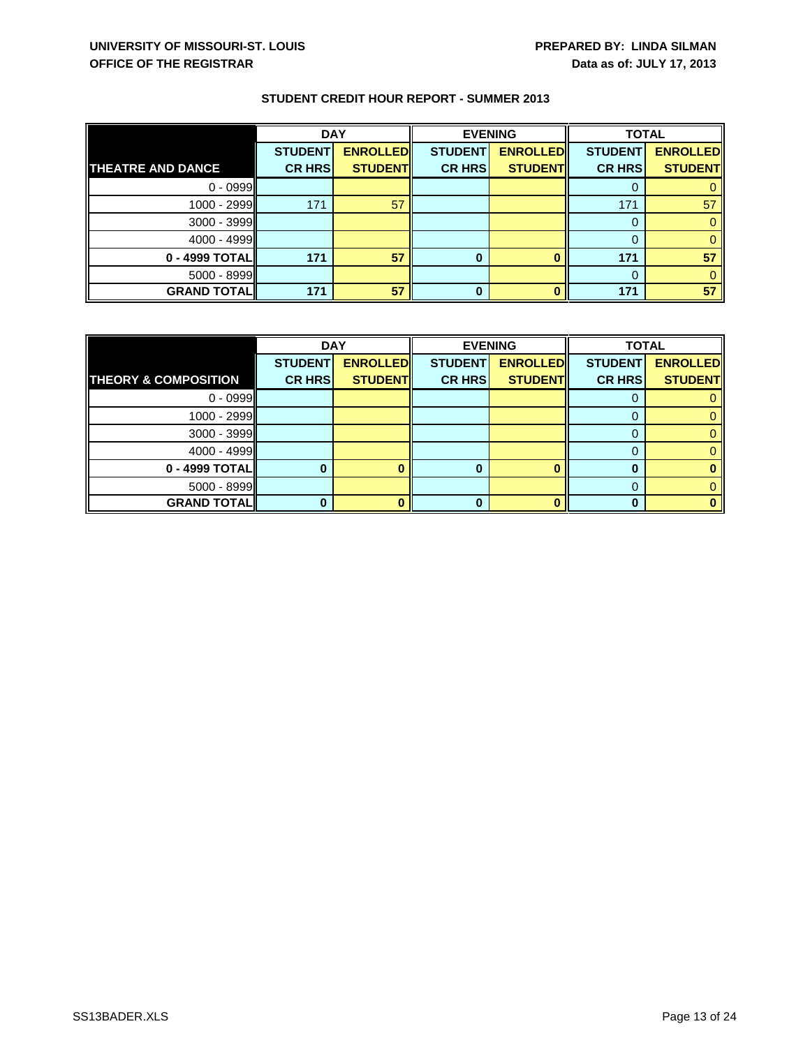**UNIVERSITY OF MISSOURI-ST. LOUIS**
**OFFICE OF THE REGISTRAR**

**PREPARED BY: LINDA SILMAN**
**Data as of: JULY 17, 2013**

## STUDENT CREDIT HOUR REPORT - SUMMER 2013

| | DAY | | EVENING | | TOTAL | |
|---|---|---|---|---|---|---|
| **THEATRE AND DANCE** | **STUDENT CR HRS** | **ENROLLED STUDENT** | **STUDENT CR HRS** | **ENROLLED STUDENT** | **STUDENT CR HRS** | **ENROLLED STUDENT** |
| 0 - 0999 | | | | | 0 | 0 |
| 1000 - 2999 | 171 | 57 | | | 171 | 57 |
| 3000 - 3999 | | | | | 0 | 0 |
| 4000 - 4999 | | | | | 0 | 0 |
| **0 - 4999 TOTAL** | **171** | **57** | **0** | **0** | **171** | **57** |
| 5000 - 8999 | | | | | 0 | 0 |
| **GRAND TOTAL** | **171** | **57** | **0** | **0** | **171** | **57** |

| | DAY | | EVENING | | TOTAL | |
|---|---|---|---|---|---|---|
| **THEORY & COMPOSITION** | **STUDENT CR HRS** | **ENROLLED STUDENT** | **STUDENT CR HRS** | **ENROLLED STUDENT** | **STUDENT CR HRS** | **ENROLLED STUDENT** |
| 0 - 0999 | | | | | 0 | 0 |
| 1000 - 2999 | | | | | 0 | 0 |
| 3000 - 3999 | | | | | 0 | 0 |
| 4000 - 4999 | | | | | 0 | 0 |
| **0 - 4999 TOTAL** | **0** | **0** | **0** | **0** | **0** | **0** |
| 5000 - 8999 | | | | | 0 | 0 |
| **GRAND TOTAL** | **0** | **0** | **0** | **0** | **0** | **0** |

SS13BADER.XLS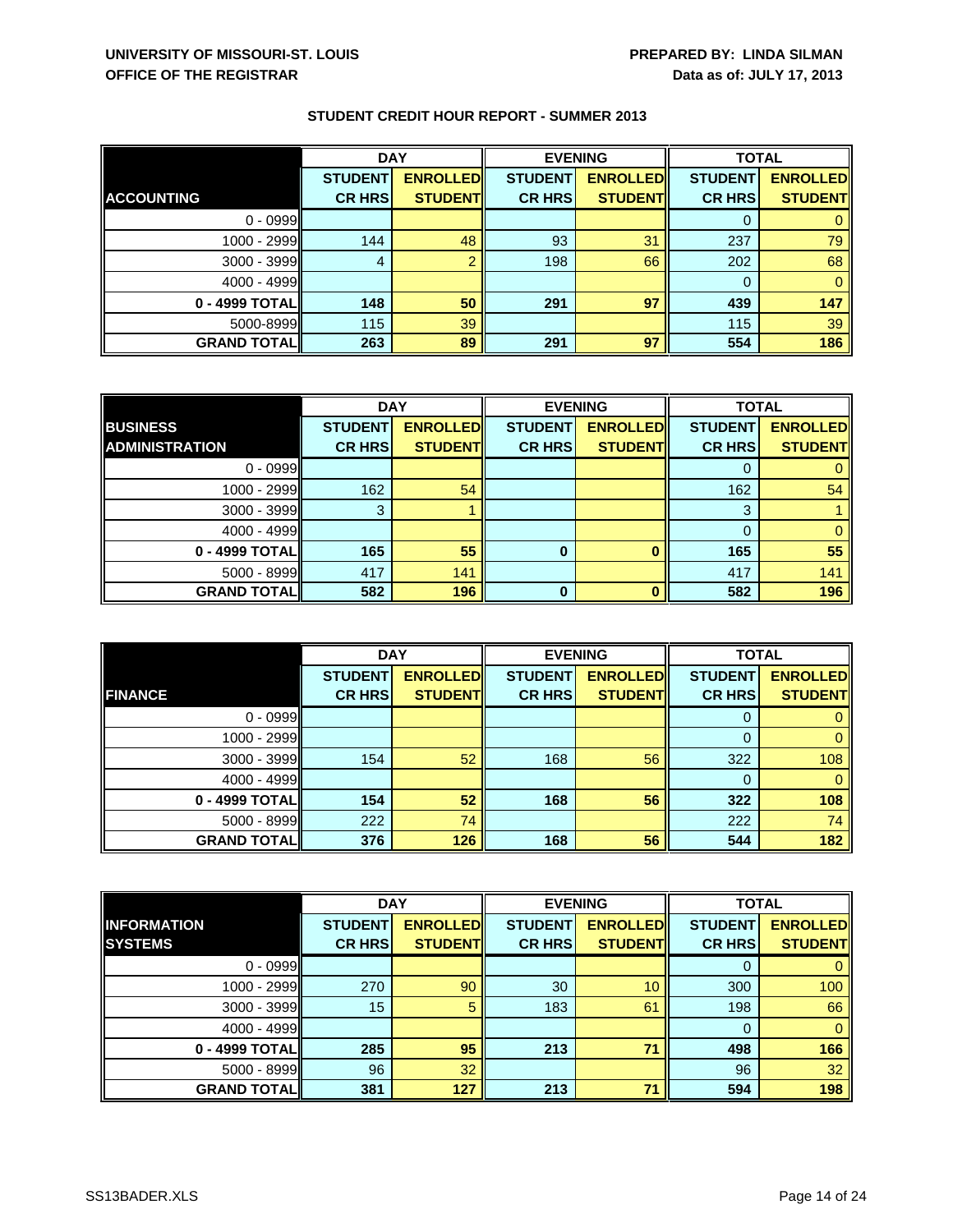UNIVERSITY OF MISSOURI-ST. LOUIS
OFFICE OF THE REGISTRAR

PREPARED BY: LINDA SILMAN
Data as of: JULY 17, 2013

## STUDENT CREDIT HOUR REPORT - SUMMER 2013

| ACCOUNTING | DAY | | EVENING | | TOTAL | |
|---|---|---|---|---|---|---|
| | STUDENT CR HRS | ENROLLED STUDENT | STUDENT CR HRS | ENROLLED STUDENT | STUDENT CR HRS | ENROLLED STUDENT |
| 0 - 0999 | | | | | 0 | 0 |
| 1000 - 2999 | 144 | 48 | 93 | 31 | 237 | 79 |
| 3000 - 3999 | 4 | 2 | 198 | 66 | 202 | 68 |
| 4000 - 4999 | | | | | 0 | 0 |
| **0 - 4999 TOTAL** | **148** | **50** | **291** | **97** | **439** | **147** |
| 5000-8999 | 115 | 39 | | | 115 | 39 |
| **GRAND TOTAL** | **263** | **89** | **291** | **97** | **554** | **186** |

| BUSINESS ADMINISTRATION | DAY | | EVENING | | TOTAL | |
|---|---|---|---|---|---|---|
| | STUDENT CR HRS | ENROLLED STUDENT | STUDENT CR HRS | ENROLLED STUDENT | STUDENT CR HRS | ENROLLED STUDENT |
| 0 - 0999 | | | | | 0 | 0 |
| 1000 - 2999 | 162 | 54 | | | 162 | 54 |
| 3000 - 3999 | 3 | 1 | | | 3 | 1 |
| 4000 - 4999 | | | | | 0 | 0 |
| **0 - 4999 TOTAL** | **165** | **55** | **0** | **0** | **165** | **55** |
| 5000 - 8999 | 417 | 141 | | | 417 | 141 |
| **GRAND TOTAL** | **582** | **196** | **0** | **0** | **582** | **196** |

| FINANCE | DAY | | EVENING | | TOTAL | |
|---|---|---|---|---|---|---|
| | STUDENT CR HRS | ENROLLED STUDENT | STUDENT CR HRS | ENROLLED STUDENT | STUDENT CR HRS | ENROLLED STUDENT |
| 0 - 0999 | | | | | 0 | 0 |
| 1000 - 2999 | | | | | 0 | 0 |
| 3000 - 3999 | 154 | 52 | 168 | 56 | 322 | 108 |
| 4000 - 4999 | | | | | 0 | 0 |
| **0 - 4999 TOTAL** | **154** | **52** | **168** | **56** | **322** | **108** |
| 5000 - 8999 | 222 | 74 | | | 222 | 74 |
| **GRAND TOTAL** | **376** | **126** | **168** | **56** | **544** | **182** |

| INFORMATION SYSTEMS | DAY | | EVENING | | TOTAL | |
|---|---|---|---|---|---|---|
| | STUDENT CR HRS | ENROLLED STUDENT | STUDENT CR HRS | ENROLLED STUDENT | STUDENT CR HRS | ENROLLED STUDENT |
| 0 - 0999 | | | | | 0 | 0 |
| 1000 - 2999 | 270 | 90 | 30 | 10 | 300 | 100 |
| 3000 - 3999 | 15 | 5 | 183 | 61 | 198 | 66 |
| 4000 - 4999 | | | | | 0 | 0 |
| **0 - 4999 TOTAL** | **285** | **95** | **213** | **71** | **498** | **166** |
| 5000 - 8999 | 96 | 32 | | | 96 | 32 |
| **GRAND TOTAL** | **381** | **127** | **213** | **71** | **594** | **198** |

SS13BADER.XLS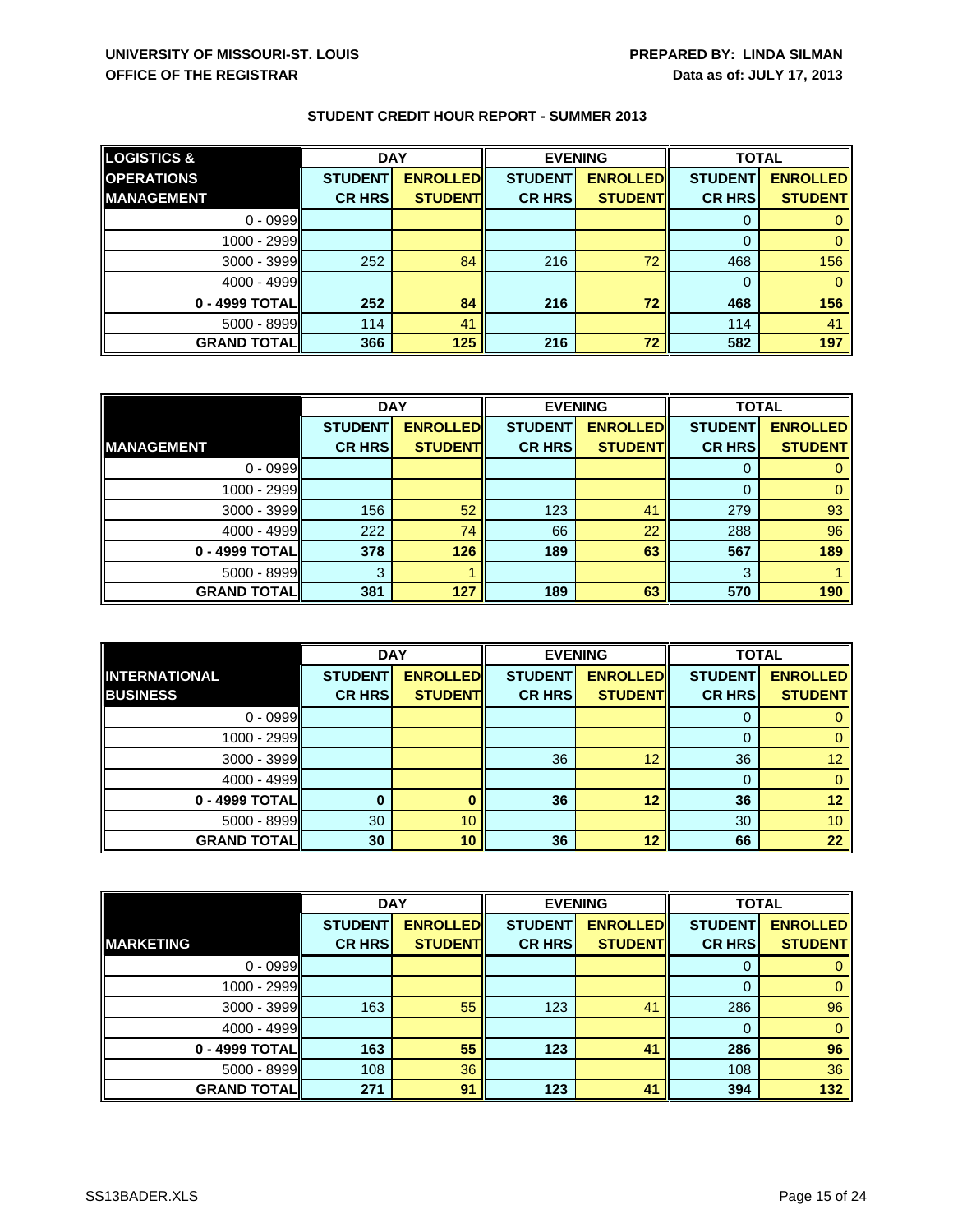**UNIVERSITY OF MISSOURI-ST. LOUIS**
**OFFICE OF THE REGISTRAR**

**PREPARED BY: LINDA SILMAN**
**Data as of: JULY 17, 2013**

## STUDENT CREDIT HOUR REPORT - SUMMER 2013

| LOGISTICS & OPERATIONS MANAGEMENT | DAY | | EVENING | | TOTAL | |
|---|---|---|---|---|---|---|
| | STUDENT CR HRS | ENROLLED STUDENT | STUDENT CR HRS | ENROLLED STUDENT | STUDENT CR HRS | ENROLLED STUDENT |
| 0 - 0999 | | | | | 0 | 0 |
| 1000 - 2999 | | | | | 0 | 0 |
| 3000 - 3999 | 252 | 84 | 216 | 72 | 468 | 156 |
| 4000 - 4999 | | | | | 0 | 0 |
| **0 - 4999 TOTAL** | **252** | **84** | **216** | **72** | **468** | **156** |
| 5000 - 8999 | 114 | 41 | | | 114 | 41 |
| **GRAND TOTAL** | **366** | **125** | **216** | **72** | **582** | **197** |

| MANAGEMENT | DAY | | EVENING | | TOTAL | |
|---|---|---|---|---|---|---|
| | STUDENT CR HRS | ENROLLED STUDENT | STUDENT CR HRS | ENROLLED STUDENT | STUDENT CR HRS | ENROLLED STUDENT |
| 0 - 0999 | | | | | 0 | 0 |
| 1000 - 2999 | | | | | 0 | 0 |
| 3000 - 3999 | 156 | 52 | 123 | 41 | 279 | 93 |
| 4000 - 4999 | 222 | 74 | 66 | 22 | 288 | 96 |
| **0 - 4999 TOTAL** | **378** | **126** | **189** | **63** | **567** | **189** |
| 5000 - 8999 | 3 | 1 | | | 3 | 1 |
| **GRAND TOTAL** | **381** | **127** | **189** | **63** | **570** | **190** |

| INTERNATIONAL BUSINESS | DAY | | EVENING | | TOTAL | |
|---|---|---|---|---|---|---|
| | STUDENT CR HRS | ENROLLED STUDENT | STUDENT CR HRS | ENROLLED STUDENT | STUDENT CR HRS | ENROLLED STUDENT |
| 0 - 0999 | | | | | 0 | 0 |
| 1000 - 2999 | | | | | 0 | 0 |
| 3000 - 3999 | | | 36 | 12 | 36 | 12 |
| 4000 - 4999 | | | | | 0 | 0 |
| **0 - 4999 TOTAL** | **0** | **0** | **36** | **12** | **36** | **12** |
| 5000 - 8999 | 30 | 10 | | | 30 | 10 |
| **GRAND TOTAL** | **30** | **10** | **36** | **12** | **66** | **22** |

| MARKETING | DAY | | EVENING | | TOTAL | |
|---|---|---|---|---|---|---|
| | STUDENT CR HRS | ENROLLED STUDENT | STUDENT CR HRS | ENROLLED STUDENT | STUDENT CR HRS | ENROLLED STUDENT |
| 0 - 0999 | | | | | 0 | 0 |
| 1000 - 2999 | | | | | 0 | 0 |
| 3000 - 3999 | 163 | 55 | 123 | 41 | 286 | 96 |
| 4000 - 4999 | | | | | 0 | 0 |
| **0 - 4999 TOTAL** | **163** | **55** | **123** | **41** | **286** | **96** |
| 5000 - 8999 | 108 | 36 | | | 108 | 36 |
| **GRAND TOTAL** | **271** | **91** | **123** | **41** | **394** | **132** |

SS13BADER.XLS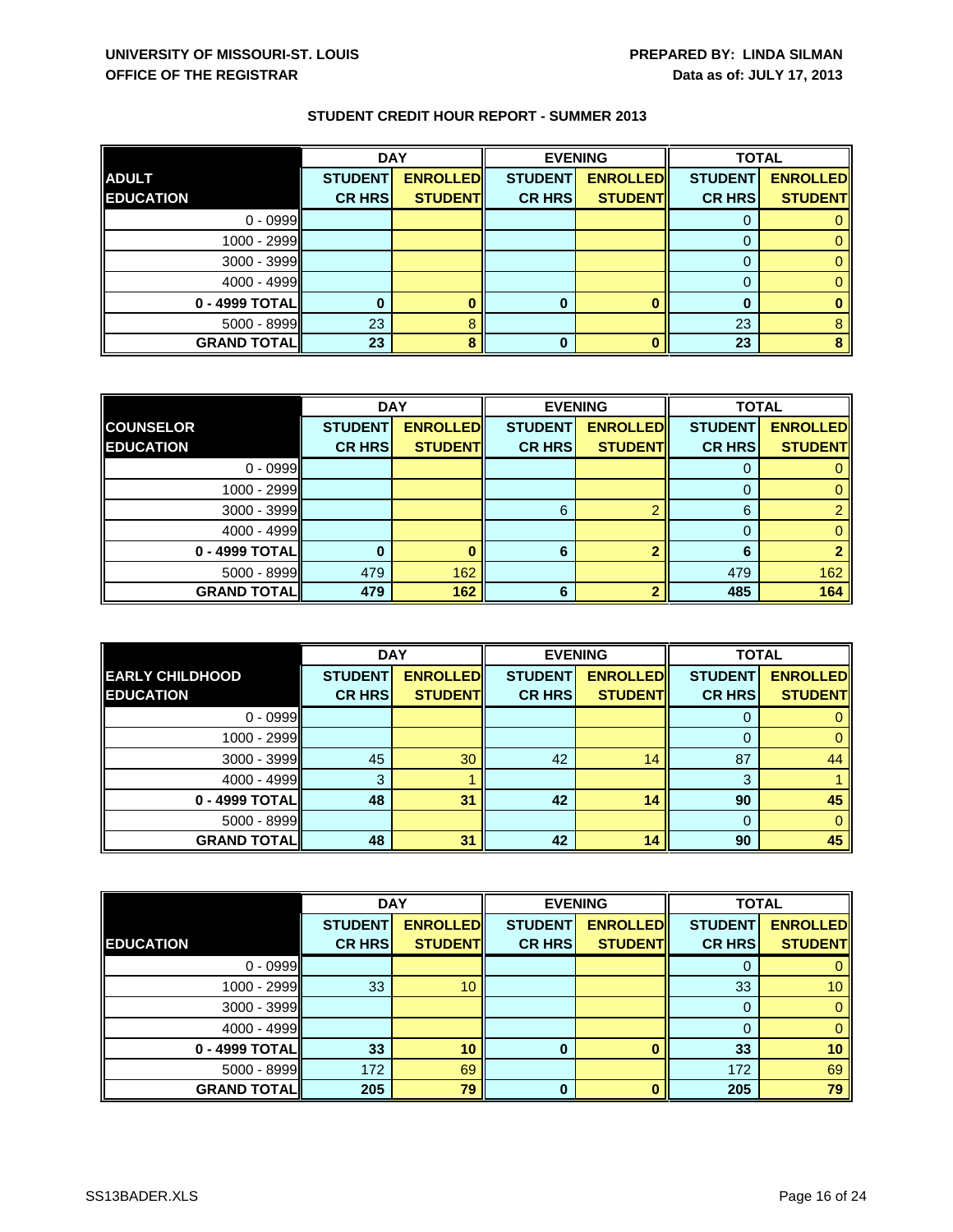**UNIVERSITY OF MISSOURI-ST. LOUIS**
**OFFICE OF THE REGISTRAR**

**PREPARED BY: LINDA SILMAN**
**Data as of: JULY 17, 2013**

## STUDENT CREDIT HOUR REPORT - SUMMER 2013

| ADULT EDUCATION | DAY | | EVENING | | TOTAL | |
|---|---|---|---|---|---|---|
| | STUDENT CR HRS | ENROLLED STUDENT | STUDENT CR HRS | ENROLLED STUDENT | STUDENT CR HRS | ENROLLED STUDENT |
| 0 - 0999 | | | | | 0 | 0 |
| 1000 - 2999 | | | | | 0 | 0 |
| 3000 - 3999 | | | | | 0 | 0 |
| 4000 - 4999 | | | | | 0 | 0 |
| **0 - 4999 TOTAL** | **0** | **0** | **0** | **0** | **0** | **0** |
| 5000 - 8999 | 23 | 8 | | | 23 | 8 |
| **GRAND TOTAL** | **23** | **8** | **0** | **0** | **23** | **8** |

| COUNSELOR EDUCATION | DAY | | EVENING | | TOTAL | |
|---|---|---|---|---|---|---|
| | STUDENT CR HRS | ENROLLED STUDENT | STUDENT CR HRS | ENROLLED STUDENT | STUDENT CR HRS | ENROLLED STUDENT |
| 0 - 0999 | | | | | 0 | 0 |
| 1000 - 2999 | | | | | 0 | 0 |
| 3000 - 3999 | | | 6 | 2 | 6 | 2 |
| 4000 - 4999 | | | | | 0 | 0 |
| **0 - 4999 TOTAL** | **0** | **0** | **6** | **2** | **6** | **2** |
| 5000 - 8999 | 479 | 162 | | | 479 | 162 |
| **GRAND TOTAL** | **479** | **162** | **6** | **2** | **485** | **164** |

| EARLY CHILDHOOD EDUCATION | DAY | | EVENING | | TOTAL | |
|---|---|---|---|---|---|---|
| | STUDENT CR HRS | ENROLLED STUDENT | STUDENT CR HRS | ENROLLED STUDENT | STUDENT CR HRS | ENROLLED STUDENT |
| 0 - 0999 | | | | | 0 | 0 |
| 1000 - 2999 | | | | | 0 | 0 |
| 3000 - 3999 | 45 | 30 | 42 | 14 | 87 | 44 |
| 4000 - 4999 | 3 | 1 | | | 3 | 1 |
| **0 - 4999 TOTAL** | **48** | **31** | **42** | **14** | **90** | **45** |
| 5000 - 8999 | | | | | 0 | 0 |
| **GRAND TOTAL** | **48** | **31** | **42** | **14** | **90** | **45** |

| EDUCATION | DAY | | EVENING | | TOTAL | |
|---|---|---|---|---|---|---|
| | STUDENT CR HRS | ENROLLED STUDENT | STUDENT CR HRS | ENROLLED STUDENT | STUDENT CR HRS | ENROLLED STUDENT |
| 0 - 0999 | | | | | 0 | 0 |
| 1000 - 2999 | 33 | 10 | | | 33 | 10 |
| 3000 - 3999 | | | | | 0 | 0 |
| 4000 - 4999 | | | | | 0 | 0 |
| **0 - 4999 TOTAL** | **33** | **10** | **0** | **0** | **33** | **10** |
| 5000 - 8999 | 172 | 69 | | | 172 | 69 |
| **GRAND TOTAL** | **205** | **79** | **0** | **0** | **205** | **79** |

SS13BADER.XLS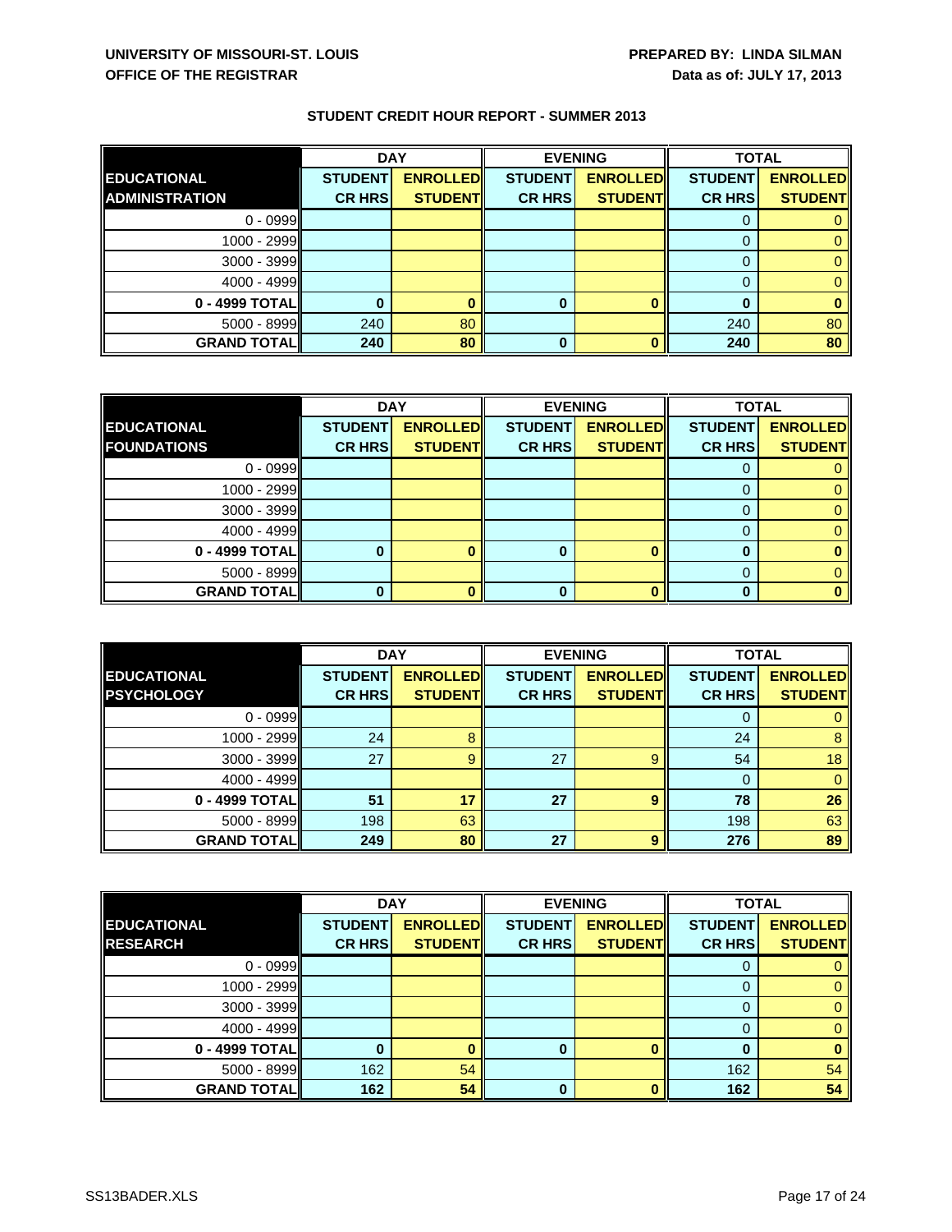UNIVERSITY OF MISSOURI-ST. LOUIS
OFFICE OF THE REGISTRAR

PREPARED BY: LINDA SILMAN
Data as of: JULY 17, 2013

### STUDENT CREDIT HOUR REPORT - SUMMER 2013

| | DAY | | EVENING | | TOTAL | |
|---|---|---|---|---|---|---|
| **EDUCATIONAL ADMINISTRATION** | **STUDENT CR HRS** | **ENROLLED STUDENT** | **STUDENT CR HRS** | **ENROLLED STUDENT** | **STUDENT CR HRS** | **ENROLLED STUDENT** |
| 0 - 0999 | | | | | 0 | 0 |
| 1000 - 2999 | | | | | 0 | 0 |
| 3000 - 3999 | | | | | 0 | 0 |
| 4000 - 4999 | | | | | 0 | 0 |
| **0 - 4999 TOTAL** | **0** | **0** | **0** | **0** | **0** | **0** |
| 5000 - 8999 | 240 | 80 | | | 240 | 80 |
| **GRAND TOTAL** | **240** | **80** | **0** | **0** | **240** | **80** |

| | DAY | | EVENING | | TOTAL | |
|---|---|---|---|---|---|---|
| **EDUCATIONAL FOUNDATIONS** | **STUDENT CR HRS** | **ENROLLED STUDENT** | **STUDENT CR HRS** | **ENROLLED STUDENT** | **STUDENT CR HRS** | **ENROLLED STUDENT** |
| 0 - 0999 | | | | | 0 | 0 |
| 1000 - 2999 | | | | | 0 | 0 |
| 3000 - 3999 | | | | | 0 | 0 |
| 4000 - 4999 | | | | | 0 | 0 |
| **0 - 4999 TOTAL** | **0** | **0** | **0** | **0** | **0** | **0** |
| 5000 - 8999 | | | | | 0 | 0 |
| **GRAND TOTAL** | **0** | **0** | **0** | **0** | **0** | **0** |

| | DAY | | EVENING | | TOTAL | |
|---|---|---|---|---|---|---|
| **EDUCATIONAL PSYCHOLOGY** | **STUDENT CR HRS** | **ENROLLED STUDENT** | **STUDENT CR HRS** | **ENROLLED STUDENT** | **STUDENT CR HRS** | **ENROLLED STUDENT** |
| 0 - 0999 | | | | | 0 | 0 |
| 1000 - 2999 | 24 | 8 | | | 24 | 8 |
| 3000 - 3999 | 27 | 9 | 27 | 9 | 54 | 18 |
| 4000 - 4999 | | | | | 0 | 0 |
| **0 - 4999 TOTAL** | **51** | **17** | **27** | **9** | **78** | **26** |
| 5000 - 8999 | 198 | 63 | | | 198 | 63 |
| **GRAND TOTAL** | **249** | **80** | **27** | **9** | **276** | **89** |

| | DAY | | EVENING | | TOTAL | |
|---|---|---|---|---|---|---|
| **EDUCATIONAL RESEARCH** | **STUDENT CR HRS** | **ENROLLED STUDENT** | **STUDENT CR HRS** | **ENROLLED STUDENT** | **STUDENT CR HRS** | **ENROLLED STUDENT** |
| 0 - 0999 | | | | | 0 | 0 |
| 1000 - 2999 | | | | | 0 | 0 |
| 3000 - 3999 | | | | | 0 | 0 |
| 4000 - 4999 | | | | | 0 | 0 |
| **0 - 4999 TOTAL** | **0** | **0** | **0** | **0** | **0** | **0** |
| 5000 - 8999 | 162 | 54 | | | 162 | 54 |
| **GRAND TOTAL** | **162** | **54** | **0** | **0** | **162** | **54** |

SS13BADER.XLS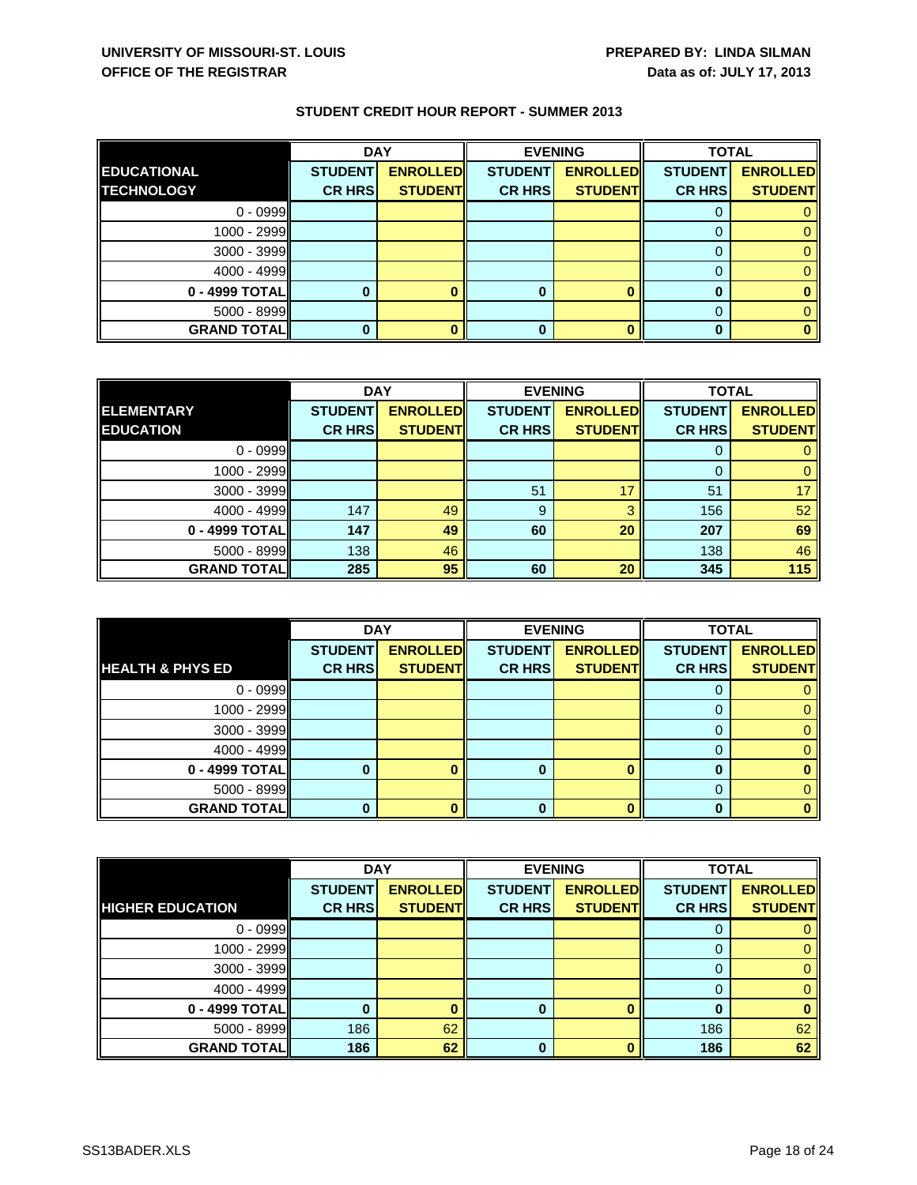**UNIVERSITY OF MISSOURI-ST. LOUIS**
**OFFICE OF THE REGISTRAR**

**PREPARED BY: LINDA SILMAN**
**Data as of: JULY 17, 2013**

## STUDENT CREDIT HOUR REPORT - SUMMER 2013

| | DAY | | EVENING | | TOTAL | |
|---|---|---|---|---|---|---|
| **EDUCATIONAL TECHNOLOGY** | **STUDENT CR HRS** | **ENROLLED STUDENT** | **STUDENT CR HRS** | **ENROLLED STUDENT** | **STUDENT CR HRS** | **ENROLLED STUDENT** |
| 0 - 0999 | | | | | 0 | 0 |
| 1000 - 2999 | | | | | 0 | 0 |
| 3000 - 3999 | | | | | 0 | 0 |
| 4000 - 4999 | | | | | 0 | 0 |
| **0 - 4999 TOTAL** | **0** | **0** | **0** | **0** | **0** | **0** |
| 5000 - 8999 | | | | | 0 | 0 |
| **GRAND TOTAL** | **0** | **0** | **0** | **0** | **0** | **0** |

| | DAY | | EVENING | | TOTAL | |
|---|---|---|---|---|---|---|
| **ELEMENTARY EDUCATION** | **STUDENT CR HRS** | **ENROLLED STUDENT** | **STUDENT CR HRS** | **ENROLLED STUDENT** | **STUDENT CR HRS** | **ENROLLED STUDENT** |
| 0 - 0999 | | | | | 0 | 0 |
| 1000 - 2999 | | | | | 0 | 0 |
| 3000 - 3999 | | | 51 | 17 | 51 | 17 |
| 4000 - 4999 | 147 | 49 | 9 | 3 | 156 | 52 |
| **0 - 4999 TOTAL** | **147** | **49** | **60** | **20** | **207** | **69** |
| 5000 - 8999 | 138 | 46 | | | 138 | 46 |
| **GRAND TOTAL** | **285** | **95** | **60** | **20** | **345** | **115** |

| | DAY | | EVENING | | TOTAL | |
|---|---|---|---|---|---|---|
| **HEALTH & PHYS ED** | **STUDENT CR HRS** | **ENROLLED STUDENT** | **STUDENT CR HRS** | **ENROLLED STUDENT** | **STUDENT CR HRS** | **ENROLLED STUDENT** |
| 0 - 0999 | | | | | 0 | 0 |
| 1000 - 2999 | | | | | 0 | 0 |
| 3000 - 3999 | | | | | 0 | 0 |
| 4000 - 4999 | | | | | 0 | 0 |
| **0 - 4999 TOTAL** | **0** | **0** | **0** | **0** | **0** | **0** |
| 5000 - 8999 | | | | | 0 | 0 |
| **GRAND TOTAL** | **0** | **0** | **0** | **0** | **0** | **0** |

| | DAY | | EVENING | | TOTAL | |
|---|---|---|---|---|---|---|
| **HIGHER EDUCATION** | **STUDENT CR HRS** | **ENROLLED STUDENT** | **STUDENT CR HRS** | **ENROLLED STUDENT** | **STUDENT CR HRS** | **ENROLLED STUDENT** |
| 0 - 0999 | | | | | 0 | 0 |
| 1000 - 2999 | | | | | 0 | 0 |
| 3000 - 3999 | | | | | 0 | 0 |
| 4000 - 4999 | | | | | 0 | 0 |
| **0 - 4999 TOTAL** | **0** | **0** | **0** | **0** | **0** | **0** |
| 5000 - 8999 | 186 | 62 | | | 186 | 62 |
| **GRAND TOTAL** | **186** | **62** | **0** | **0** | **186** | **62** |

SS13BADER.XLS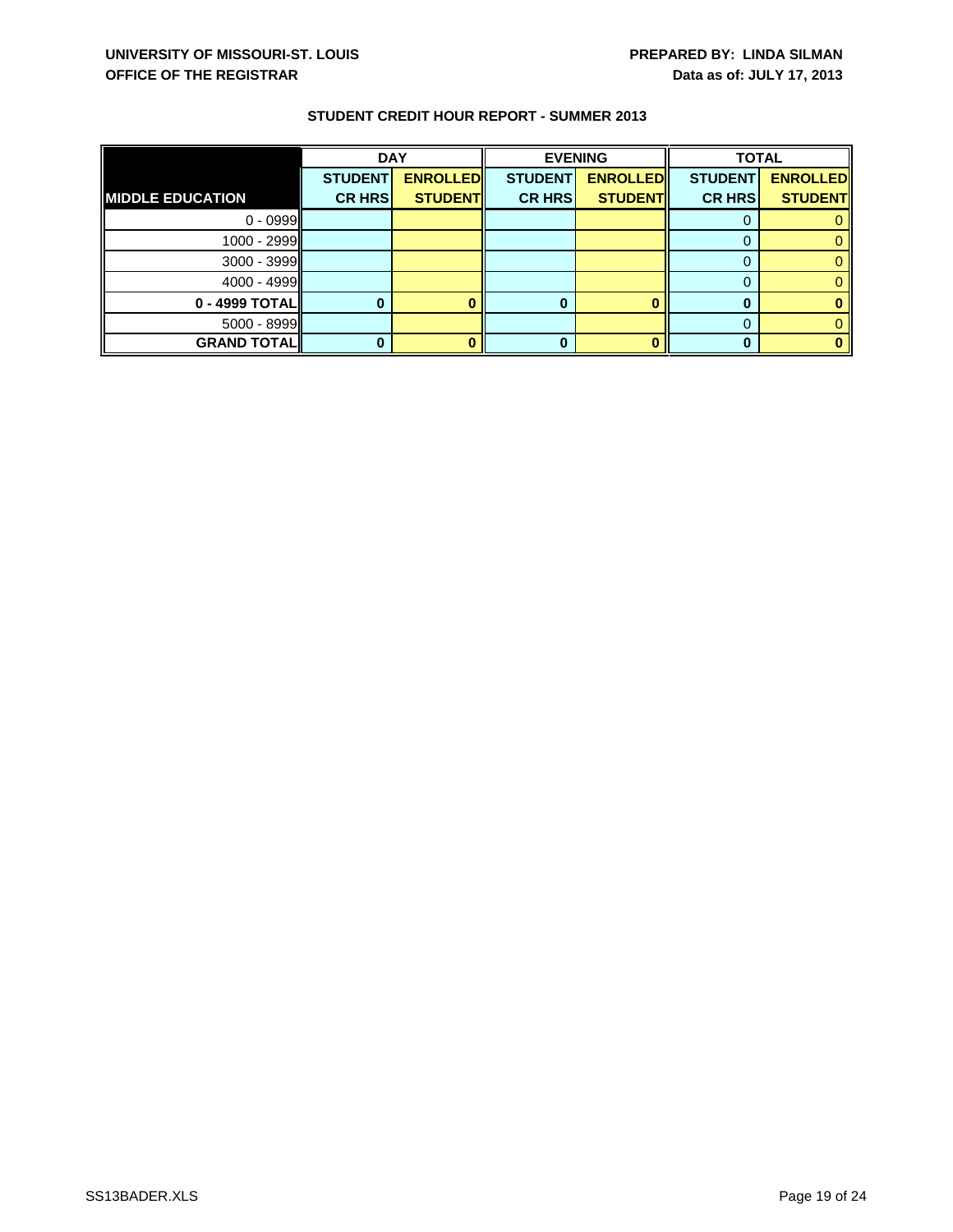**UNIVERSITY OF MISSOURI-ST. LOUIS**
**OFFICE OF THE REGISTRAR**

**PREPARED BY: LINDA SILMAN**
**Data as of: JULY 17, 2013**

## STUDENT CREDIT HOUR REPORT - SUMMER 2013

| | DAY | | EVENING | | TOTAL | |
|---|---|---|---|---|---|---|
| **MIDDLE EDUCATION** | **STUDENT CR HRS** | **ENROLLED STUDENT** | **STUDENT CR HRS** | **ENROLLED STUDENT** | **STUDENT CR HRS** | **ENROLLED STUDENT** |
| 0 - 0999 | | | | | 0 | 0 |
| 1000 - 2999 | | | | | 0 | 0 |
| 3000 - 3999 | | | | | 0 | 0 |
| 4000 - 4999 | | | | | 0 | 0 |
| **0 - 4999 TOTAL** | **0** | **0** | **0** | **0** | **0** | **0** |
| 5000 - 8999 | | | | | 0 | 0 |
| **GRAND TOTAL** | **0** | **0** | **0** | **0** | **0** | **0** |

SS13BADER.XLS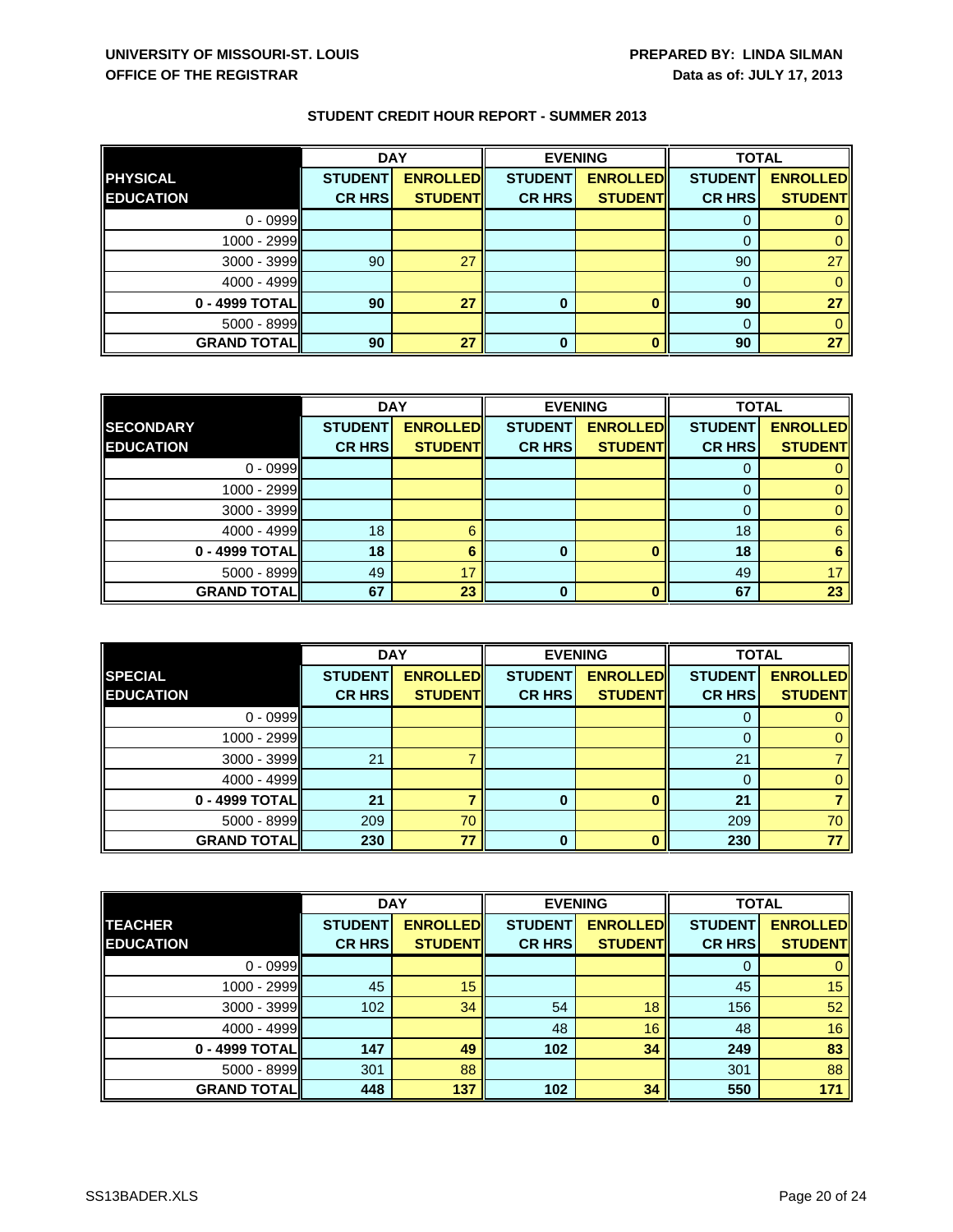**UNIVERSITY OF MISSOURI-ST. LOUIS**
**OFFICE OF THE REGISTRAR**

**PREPARED BY: LINDA SILMAN**
**Data as of: JULY 17, 2013**

## STUDENT CREDIT HOUR REPORT - SUMMER 2013

| | DAY | | EVENING | | TOTAL | |
|---|---|---|---|---|---|---|
| **PHYSICAL EDUCATION** | **STUDENT CR HRS** | **ENROLLED STUDENT** | **STUDENT CR HRS** | **ENROLLED STUDENT** | **STUDENT CR HRS** | **ENROLLED STUDENT** |
| 0 - 0999 | | | | | 0 | 0 |
| 1000 - 2999 | | | | | 0 | 0 |
| 3000 - 3999 | 90 | 27 | | | 90 | 27 |
| 4000 - 4999 | | | | | 0 | 0 |
| **0 - 4999 TOTAL** | **90** | **27** | **0** | **0** | **90** | **27** |
| 5000 - 8999 | | | | | 0 | 0 |
| **GRAND TOTAL** | **90** | **27** | **0** | **0** | **90** | **27** |

| | DAY | | EVENING | | TOTAL | |
|---|---|---|---|---|---|---|
| **SECONDARY EDUCATION** | **STUDENT CR HRS** | **ENROLLED STUDENT** | **STUDENT CR HRS** | **ENROLLED STUDENT** | **STUDENT CR HRS** | **ENROLLED STUDENT** |
| 0 - 0999 | | | | | 0 | 0 |
| 1000 - 2999 | | | | | 0 | 0 |
| 3000 - 3999 | | | | | 0 | 0 |
| 4000 - 4999 | 18 | 6 | | | 18 | 6 |
| **0 - 4999 TOTAL** | **18** | **6** | **0** | **0** | **18** | **6** |
| 5000 - 8999 | 49 | 17 | | | 49 | 17 |
| **GRAND TOTAL** | **67** | **23** | **0** | **0** | **67** | **23** |

| | DAY | | EVENING | | TOTAL | |
|---|---|---|---|---|---|---|
| **SPECIAL EDUCATION** | **STUDENT CR HRS** | **ENROLLED STUDENT** | **STUDENT CR HRS** | **ENROLLED STUDENT** | **STUDENT CR HRS** | **ENROLLED STUDENT** |
| 0 - 0999 | | | | | 0 | 0 |
| 1000 - 2999 | | | | | 0 | 0 |
| 3000 - 3999 | 21 | 7 | | | 21 | 7 |
| 4000 - 4999 | | | | | 0 | 0 |
| **0 - 4999 TOTAL** | **21** | **7** | **0** | **0** | **21** | **7** |
| 5000 - 8999 | 209 | 70 | | | 209 | 70 |
| **GRAND TOTAL** | **230** | **77** | **0** | **0** | **230** | **77** |

| | DAY | | EVENING | | TOTAL | |
|---|---|---|---|---|---|---|
| **TEACHER EDUCATION** | **STUDENT CR HRS** | **ENROLLED STUDENT** | **STUDENT CR HRS** | **ENROLLED STUDENT** | **STUDENT CR HRS** | **ENROLLED STUDENT** |
| 0 - 0999 | | | | | 0 | 0 |
| 1000 - 2999 | 45 | 15 | | | 45 | 15 |
| 3000 - 3999 | 102 | 34 | 54 | 18 | 156 | 52 |
| 4000 - 4999 | | | 48 | 16 | 48 | 16 |
| **0 - 4999 TOTAL** | **147** | **49** | **102** | **34** | **249** | **83** |
| 5000 - 8999 | 301 | 88 | | | 301 | 88 |
| **GRAND TOTAL** | **448** | **137** | **102** | **34** | **550** | **171** |

SS13BADER.XLS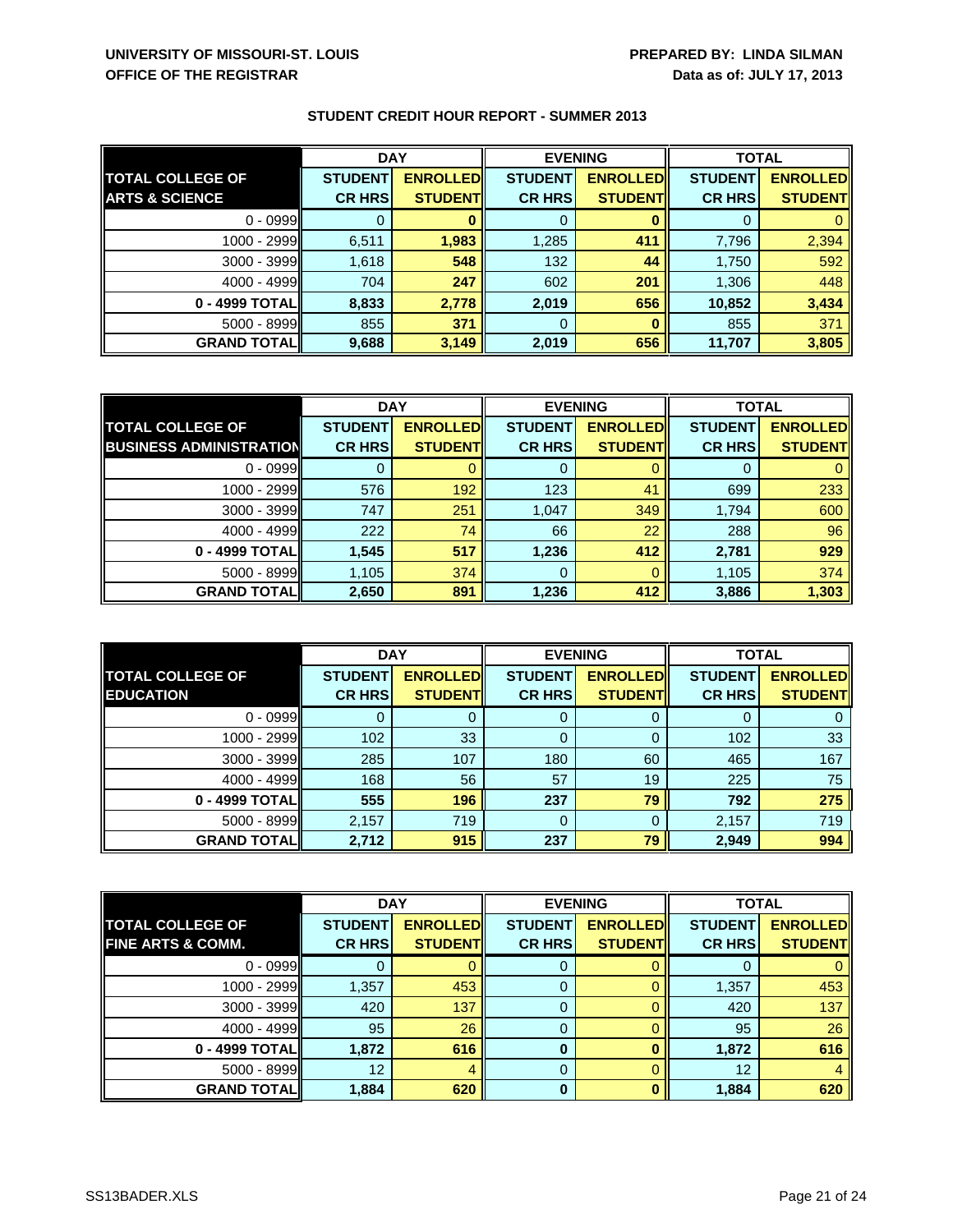UNIVERSITY OF MISSOURI-ST. LOUIS
OFFICE OF THE REGISTRAR

PREPARED BY: LINDA SILMAN
Data as of: JULY 17, 2013

## STUDENT CREDIT HOUR REPORT - SUMMER 2013

| TOTAL COLLEGE OF ARTS & SCIENCE | DAY | | EVENING | | TOTAL | |
|---|---|---|---|---|---|---|
| | STUDENT CR HRS | ENROLLED STUDENT | STUDENT CR HRS | ENROLLED STUDENT | STUDENT CR HRS | ENROLLED STUDENT |
| 0 - 0999 | 0 | 0 | 0 | 0 | 0 | 0 |
| 1000 - 2999 | 6,511 | 1,983 | 1,285 | 411 | 7,796 | 2,394 |
| 3000 - 3999 | 1,618 | 548 | 132 | 44 | 1,750 | 592 |
| 4000 - 4999 | 704 | 247 | 602 | 201 | 1,306 | 448 |
| 0 - 4999 TOTAL | 8,833 | 2,778 | 2,019 | 656 | 10,852 | 3,434 |
| 5000 - 8999 | 855 | 371 | 0 | 0 | 855 | 371 |
| GRAND TOTAL | 9,688 | 3,149 | 2,019 | 656 | 11,707 | 3,805 |

| TOTAL COLLEGE OF BUSINESS ADMINISTRATION | DAY | | EVENING | | TOTAL | |
|---|---|---|---|---|---|---|
| | STUDENT CR HRS | ENROLLED STUDENT | STUDENT CR HRS | ENROLLED STUDENT | STUDENT CR HRS | ENROLLED STUDENT |
| 0 - 0999 | 0 | 0 | 0 | 0 | 0 | 0 |
| 1000 - 2999 | 576 | 192 | 123 | 41 | 699 | 233 |
| 3000 - 3999 | 747 | 251 | 1,047 | 349 | 1,794 | 600 |
| 4000 - 4999 | 222 | 74 | 66 | 22 | 288 | 96 |
| 0 - 4999 TOTAL | 1,545 | 517 | 1,236 | 412 | 2,781 | 929 |
| 5000 - 8999 | 1,105 | 374 | 0 | 0 | 1,105 | 374 |
| GRAND TOTAL | 2,650 | 891 | 1,236 | 412 | 3,886 | 1,303 |

| TOTAL COLLEGE OF EDUCATION | DAY | | EVENING | | TOTAL | |
|---|---|---|---|---|---|---|
| | STUDENT CR HRS | ENROLLED STUDENT | STUDENT CR HRS | ENROLLED STUDENT | STUDENT CR HRS | ENROLLED STUDENT |
| 0 - 0999 | 0 | 0 | 0 | 0 | 0 | 0 |
| 1000 - 2999 | 102 | 33 | 0 | 0 | 102 | 33 |
| 3000 - 3999 | 285 | 107 | 180 | 60 | 465 | 167 |
| 4000 - 4999 | 168 | 56 | 57 | 19 | 225 | 75 |
| 0 - 4999 TOTAL | 555 | 196 | 237 | 79 | 792 | 275 |
| 5000 - 8999 | 2,157 | 719 | 0 | 0 | 2,157 | 719 |
| GRAND TOTAL | 2,712 | 915 | 237 | 79 | 2,949 | 994 |

| TOTAL COLLEGE OF FINE ARTS & COMM. | DAY | | EVENING | | TOTAL | |
|---|---|---|---|---|---|---|
| | STUDENT CR HRS | ENROLLED STUDENT | STUDENT CR HRS | ENROLLED STUDENT | STUDENT CR HRS | ENROLLED STUDENT |
| 0 - 0999 | 0 | 0 | 0 | 0 | 0 | 0 |
| 1000 - 2999 | 1,357 | 453 | 0 | 0 | 1,357 | 453 |
| 3000 - 3999 | 420 | 137 | 0 | 0 | 420 | 137 |
| 4000 - 4999 | 95 | 26 | 0 | 0 | 95 | 26 |
| 0 - 4999 TOTAL | 1,872 | 616 | 0 | 0 | 1,872 | 616 |
| 5000 - 8999 | 12 | 4 | 0 | 0 | 12 | 4 |
| GRAND TOTAL | 1,884 | 620 | 0 | 0 | 1,884 | 620 |

SS13BADER.XLS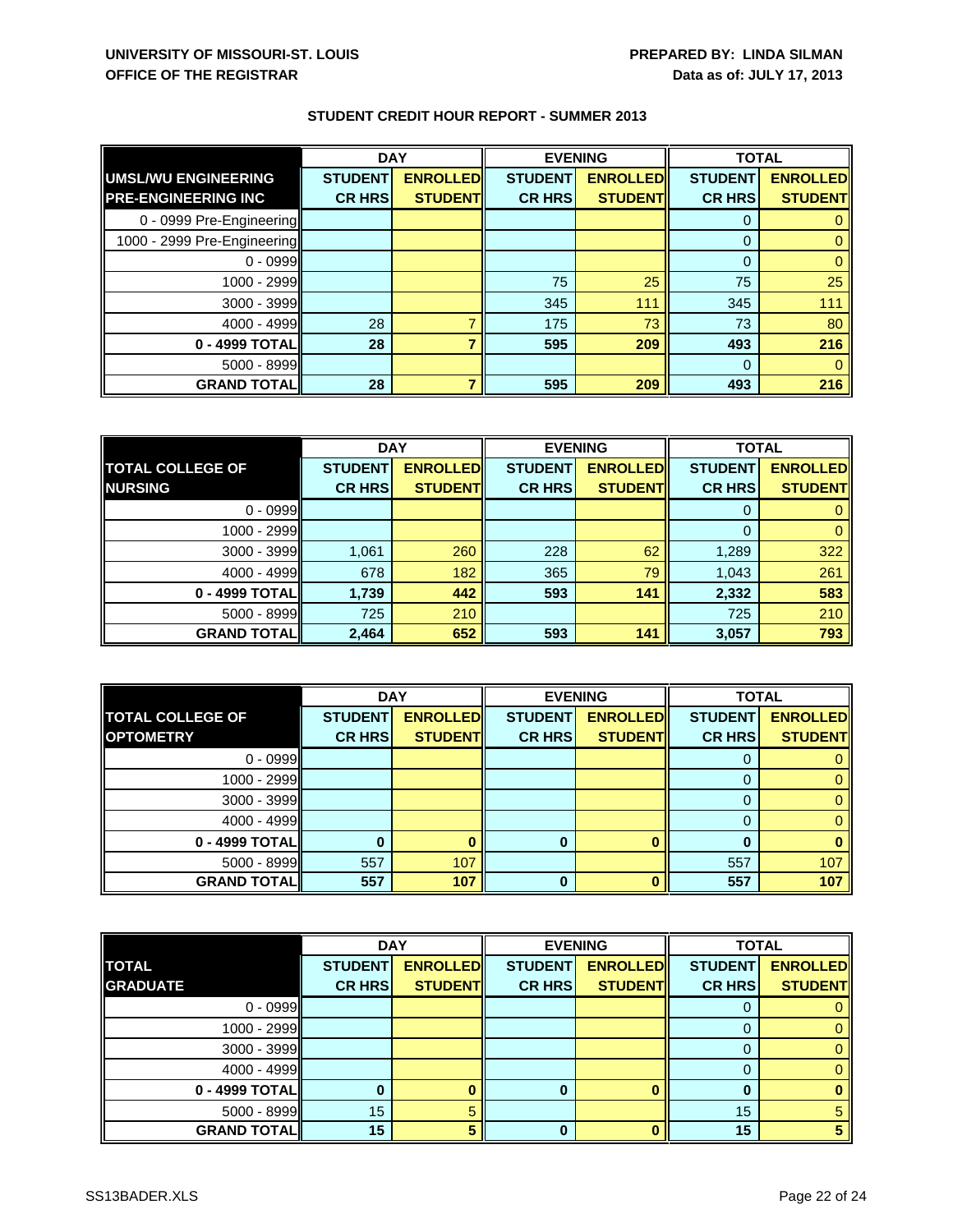UNIVERSITY OF MISSOURI-ST. LOUIS
OFFICE OF THE REGISTRAR

PREPARED BY: LINDA SILMAN
Data as of: JULY 17, 2013

## STUDENT CREDIT HOUR REPORT - SUMMER 2013

| UMSL/WU ENGINEERING PRE-ENGINEERING INC | DAY | | EVENING | | TOTAL | |
|---|---|---|---|---|---|---|
| | STUDENT CR HRS | ENROLLED STUDENT | STUDENT CR HRS | ENROLLED STUDENT | STUDENT CR HRS | ENROLLED STUDENT |
| 0 - 0999 Pre-Engineering | | | | | 0 | 0 |
| 1000 - 2999 Pre-Engineering | | | | | 0 | 0 |
| 0 - 0999 | | | | | 0 | 0 |
| 1000 - 2999 | | | 75 | 25 | 75 | 25 |
| 3000 - 3999 | | | 345 | 111 | 345 | 111 |
| 4000 - 4999 | 28 | 7 | 175 | 73 | 73 | 80 |
| **0 - 4999 TOTAL** | **28** | **7** | **595** | **209** | **493** | **216** |
| 5000 - 8999 | | | | | 0 | 0 |
| **GRAND TOTAL** | **28** | **7** | **595** | **209** | **493** | **216** |

| TOTAL COLLEGE OF NURSING | DAY | | EVENING | | TOTAL | |
|---|---|---|---|---|---|---|
| | STUDENT CR HRS | ENROLLED STUDENT | STUDENT CR HRS | ENROLLED STUDENT | STUDENT CR HRS | ENROLLED STUDENT |
| 0 - 0999 | | | | | 0 | 0 |
| 1000 - 2999 | | | | | 0 | 0 |
| 3000 - 3999 | 1,061 | 260 | 228 | 62 | 1,289 | 322 |
| 4000 - 4999 | 678 | 182 | 365 | 79 | 1,043 | 261 |
| **0 - 4999 TOTAL** | **1,739** | **442** | **593** | **141** | **2,332** | **583** |
| 5000 - 8999 | 725 | 210 | | | 725 | 210 |
| **GRAND TOTAL** | **2,464** | **652** | **593** | **141** | **3,057** | **793** |

| TOTAL COLLEGE OF OPTOMETRY | DAY | | EVENING | | TOTAL | |
|---|---|---|---|---|---|---|
| | STUDENT CR HRS | ENROLLED STUDENT | STUDENT CR HRS | ENROLLED STUDENT | STUDENT CR HRS | ENROLLED STUDENT |
| 0 - 0999 | | | | | 0 | 0 |
| 1000 - 2999 | | | | | 0 | 0 |
| 3000 - 3999 | | | | | 0 | 0 |
| 4000 - 4999 | | | | | 0 | 0 |
| **0 - 4999 TOTAL** | **0** | **0** | **0** | **0** | **0** | **0** |
| 5000 - 8999 | 557 | 107 | | | 557 | 107 |
| **GRAND TOTAL** | **557** | **107** | **0** | **0** | **557** | **107** |

| TOTAL GRADUATE | DAY | | EVENING | | TOTAL | |
|---|---|---|---|---|---|---|
| | STUDENT CR HRS | ENROLLED STUDENT | STUDENT CR HRS | ENROLLED STUDENT | STUDENT CR HRS | ENROLLED STUDENT |
| 0 - 0999 | | | | | 0 | 0 |
| 1000 - 2999 | | | | | 0 | 0 |
| 3000 - 3999 | | | | | 0 | 0 |
| 4000 - 4999 | | | | | 0 | 0 |
| **0 - 4999 TOTAL** | **0** | **0** | **0** | **0** | **0** | **0** |
| 5000 - 8999 | 15 | 5 | | | 15 | 5 |
| **GRAND TOTAL** | **15** | **5** | **0** | **0** | **15** | **5** |

SS13BADER.XLS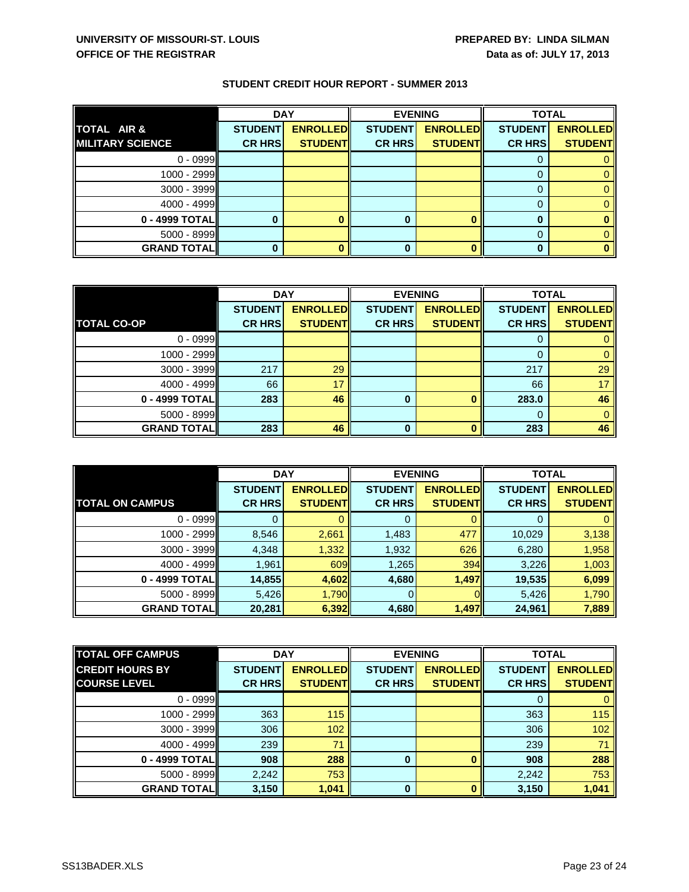**UNIVERSITY OF MISSOURI-ST. LOUIS**
**OFFICE OF THE REGISTRAR**

**PREPARED BY: LINDA SILMAN**
**Data as of: JULY 17, 2013**

## STUDENT CREDIT HOUR REPORT - SUMMER 2013

| | DAY | | EVENING | | TOTAL | |
|---|---|---|---|---|---|---|
| **TOTAL AIR & MILITARY SCIENCE** | **STUDENT CR HRS** | **ENROLLED STUDENT** | **STUDENT CR HRS** | **ENROLLED STUDENT** | **STUDENT CR HRS** | **ENROLLED STUDENT** |
| 0 - 0999 | | | | | 0 | 0 |
| 1000 - 2999 | | | | | 0 | 0 |
| 3000 - 3999 | | | | | 0 | 0 |
| 4000 - 4999 | | | | | 0 | 0 |
| **0 - 4999 TOTAL** | **0** | **0** | **0** | **0** | **0** | **0** |
| 5000 - 8999 | | | | | 0 | 0 |
| **GRAND TOTAL** | **0** | **0** | **0** | **0** | **0** | **0** |

| | DAY | | EVENING | | TOTAL | |
|---|---|---|---|---|---|---|
| **TOTAL CO-OP** | **STUDENT CR HRS** | **ENROLLED STUDENT** | **STUDENT CR HRS** | **ENROLLED STUDENT** | **STUDENT CR HRS** | **ENROLLED STUDENT** |
| 0 - 0999 | | | | | 0 | 0 |
| 1000 - 2999 | | | | | 0 | 0 |
| 3000 - 3999 | 217 | 29 | | | 217 | 29 |
| 4000 - 4999 | 66 | 17 | | | 66 | 17 |
| **0 - 4999 TOTAL** | **283** | **46** | **0** | **0** | **283.0** | **46** |
| 5000 - 8999 | | | | | 0 | 0 |
| **GRAND TOTAL** | **283** | **46** | **0** | **0** | **283** | **46** |

| | DAY | | EVENING | | TOTAL | |
|---|---|---|---|---|---|---|
| **TOTAL ON CAMPUS** | **STUDENT CR HRS** | **ENROLLED STUDENT** | **STUDENT CR HRS** | **ENROLLED STUDENT** | **STUDENT CR HRS** | **ENROLLED STUDENT** |
| 0 - 0999 | 0 | 0 | 0 | 0 | 0 | 0 |
| 1000 - 2999 | 8,546 | 2,661 | 1,483 | 477 | 10,029 | 3,138 |
| 3000 - 3999 | 4,348 | 1,332 | 1,932 | 626 | 6,280 | 1,958 |
| 4000 - 4999 | 1,961 | 609 | 1,265 | 394 | 3,226 | 1,003 |
| **0 - 4999 TOTAL** | **14,855** | **4,602** | **4,680** | **1,497** | **19,535** | **6,099** |
| 5000 - 8999 | 5,426 | 1,790 | 0 | 0 | 5,426 | 1,790 |
| **GRAND TOTAL** | **20,281** | **6,392** | **4,680** | **1,497** | **24,961** | **7,889** |

| **TOTAL OFF CAMPUS** | DAY | | EVENING | | TOTAL | |
|---|---|---|---|---|---|---|
| **CREDIT HOURS BY COURSE LEVEL** | **STUDENT CR HRS** | **ENROLLED STUDENT** | **STUDENT CR HRS** | **ENROLLED STUDENT** | **STUDENT CR HRS** | **ENROLLED STUDENT** |
| 0 - 0999 | | | | | 0 | 0 |
| 1000 - 2999 | 363 | 115 | | | 363 | 115 |
| 3000 - 3999 | 306 | 102 | | | 306 | 102 |
| 4000 - 4999 | 239 | 71 | | | 239 | 71 |
| **0 - 4999 TOTAL** | **908** | **288** | **0** | **0** | **908** | **288** |
| 5000 - 8999 | 2,242 | 753 | | | 2,242 | 753 |
| **GRAND TOTAL** | **3,150** | **1,041** | **0** | **0** | **3,150** | **1,041** |

SS13BADER.XLS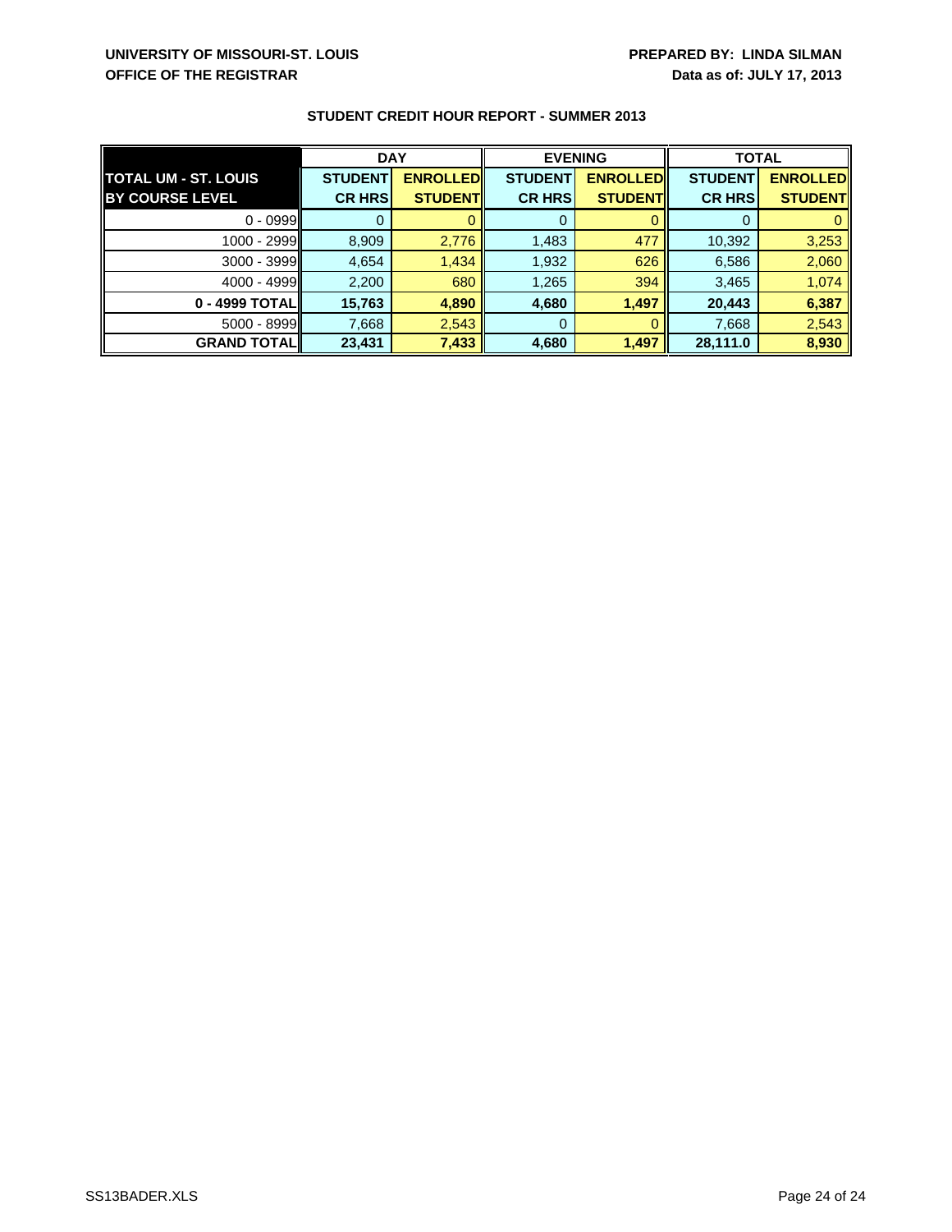UNIVERSITY OF MISSOURI-ST. LOUIS
OFFICE OF THE REGISTRAR

PREPARED BY: LINDA SILMAN
Data as of: JULY 17, 2013

## STUDENT CREDIT HOUR REPORT - SUMMER 2013

| | DAY | | EVENING | | TOTAL | |
|---|---|---|---|---|---|---|
| TOTAL UM - ST. LOUIS BY COURSE LEVEL | STUDENT CR HRS | ENROLLED STUDENT | STUDENT CR HRS | ENROLLED STUDENT | STUDENT CR HRS | ENROLLED STUDENT |
| 0 - 0999 | 0 | 0 | 0 | 0 | 0 | 0 |
| 1000 - 2999 | 8,909 | 2,776 | 1,483 | 477 | 10,392 | 3,253 |
| 3000 - 3999 | 4,654 | 1,434 | 1,932 | 626 | 6,586 | 2,060 |
| 4000 - 4999 | 2,200 | 680 | 1,265 | 394 | 3,465 | 1,074 |
| **0 - 4999 TOTAL** | **15,763** | **4,890** | **4,680** | **1,497** | **20,443** | **6,387** |
| 5000 - 8999 | 7,668 | 2,543 | 0 | 0 | 7,668 | 2,543 |
| **GRAND TOTAL** | **23,431** | **7,433** | **4,680** | **1,497** | **28,111.0** | **8,930** |

SS13BADER.XLS